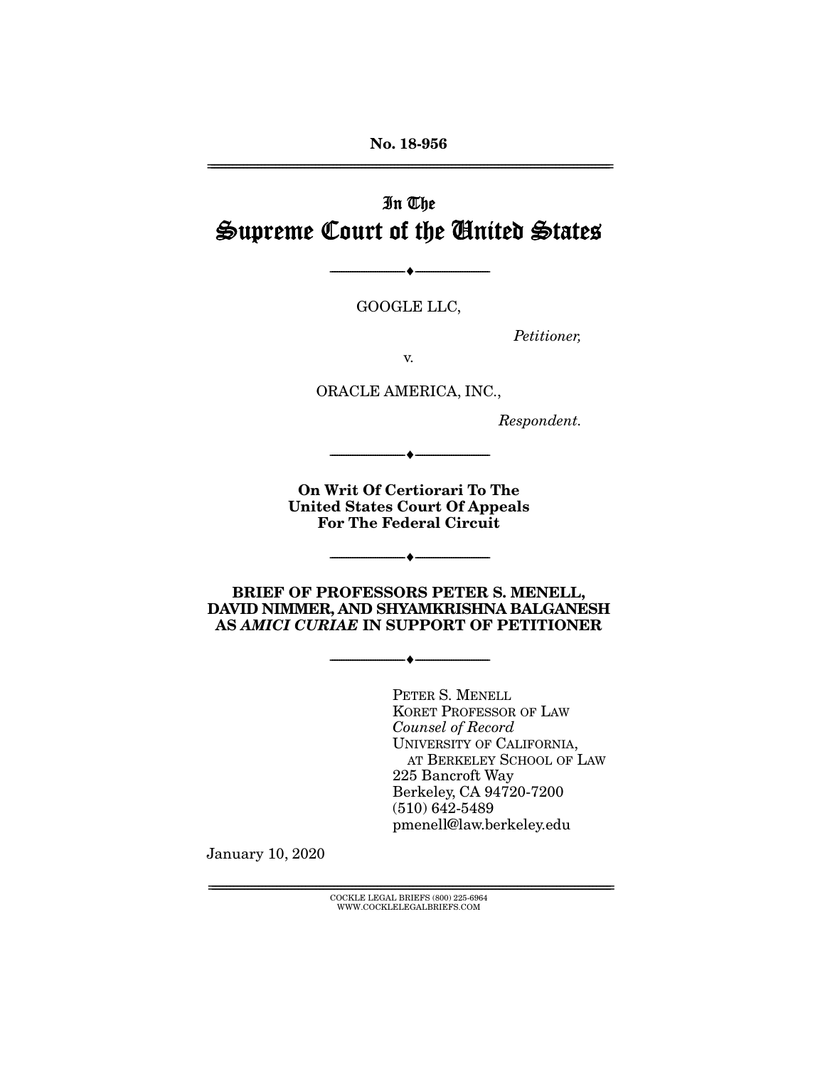No. 18-956

---

In The

# Supreme Court of the United States

---

GOOGLE LLC,

*Petitioner,*

v.

ORACLE AMERICA, INC.,

*Respondent.*

---

**On Writ Of Certiorari To The United States Court Of Appeals For The Federal Circuit**

---

**BRIEF OF PROFESSORS PETER S. MENELL, DAVID NIMMER, AND SHYAMKRISHNA BALGANESH AS *AMICI CURIAE* IN SUPPORT OF PETITIONER**

---

PETER S. MENELL
KORET PROFESSOR OF LAW
*Counsel of Record*
UNIVERSITY OF CALIFORNIA,
AT BERKELEY SCHOOL OF LAW
225 Bancroft Way
Berkeley, CA 94720-7200
(510) 642-5489
pmenell@law.berkeley.edu

January 10, 2020

COCKLE LEGAL BRIEFS (800) 225-6964
WWW.COCKLELEGALBRIEFS.COM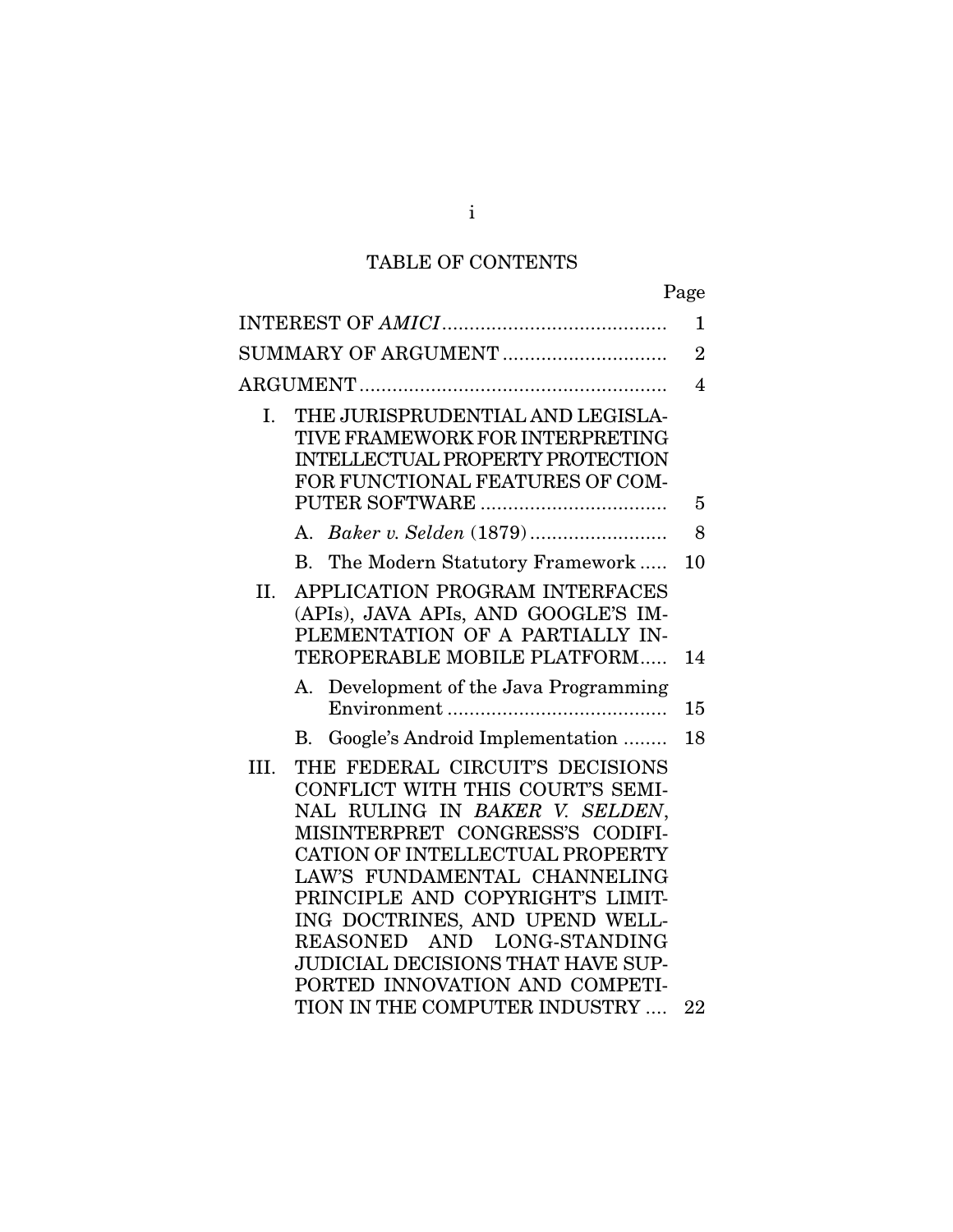# TABLE OF CONTENTS

| | Page |
|---|---|
| INTEREST OF *AMICI* | 1 |
| SUMMARY OF ARGUMENT | 2 |
| ARGUMENT | 4 |
| I. THE JURISPRUDENTIAL AND LEGISLATIVE FRAMEWORK FOR INTERPRETING INTELLECTUAL PROPERTY PROTECTION FOR FUNCTIONAL FEATURES OF COMPUTER SOFTWARE | 5 |
| A. *Baker v. Selden* (1879) | 8 |
| B. The Modern Statutory Framework | 10 |
| II. APPLICATION PROGRAM INTERFACES (APIs), JAVA APIs, AND GOOGLE'S IMPLEMENTATION OF A PARTIALLY INTEROPERABLE MOBILE PLATFORM | 14 |
| A. Development of the Java Programming Environment | 15 |
| B. Google's Android Implementation | 18 |
| III. THE FEDERAL CIRCUIT'S DECISIONS CONFLICT WITH THIS COURT'S SEMINAL RULING IN *BAKER V. SELDEN*, MISINTERPRET CONGRESS'S CODIFICATION OF INTELLECTUAL PROPERTY LAW'S FUNDAMENTAL CHANNELING PRINCIPLE AND COPYRIGHT'S LIMITING DOCTRINES, AND UPEND WELL-REASONED AND LONG-STANDING JUDICIAL DECISIONS THAT HAVE SUPPORTED INNOVATION AND COMPETITION IN THE COMPUTER INDUSTRY | 22 |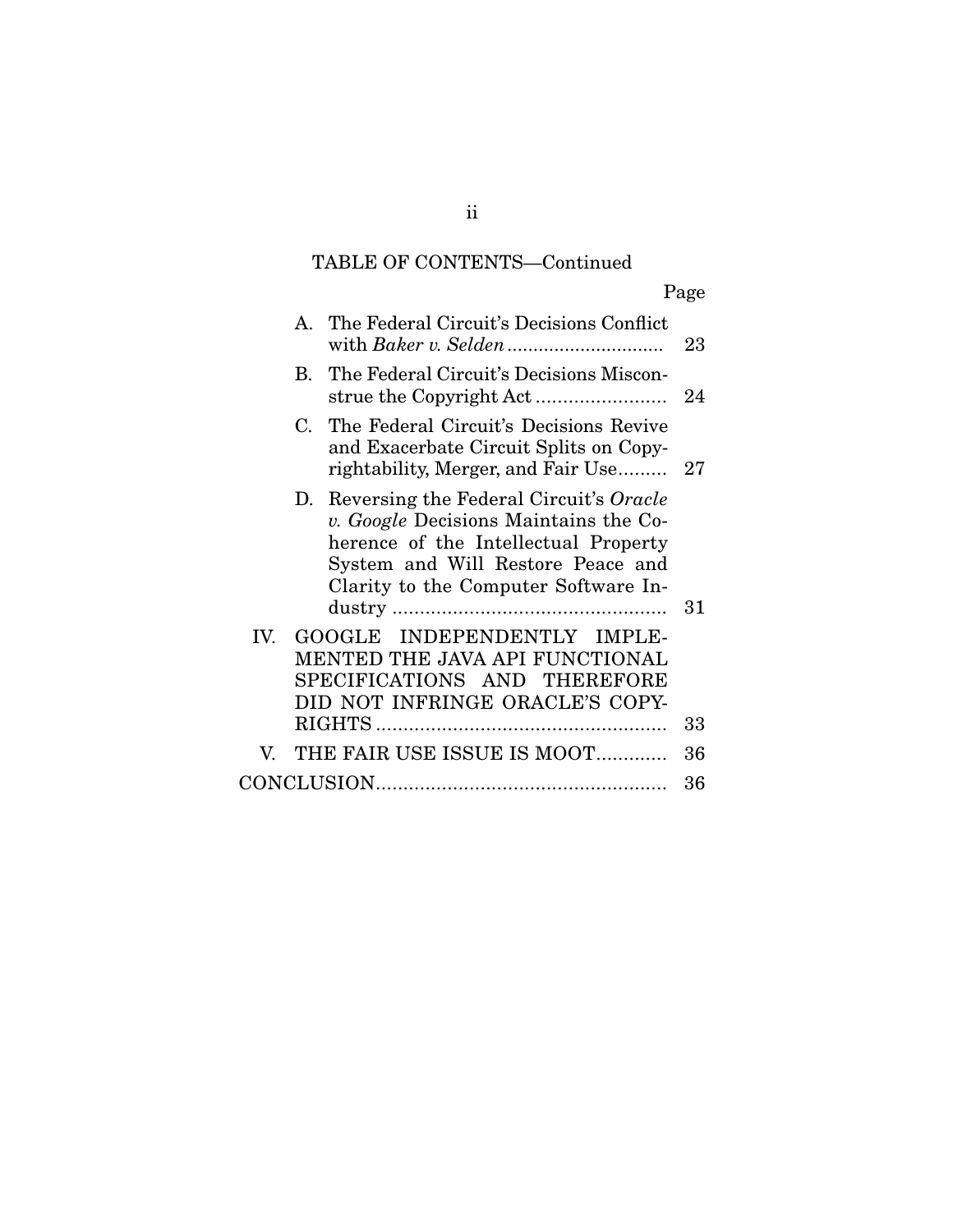TABLE OF CONTENTS—Continued

| | Page |
|---|---|
| A. The Federal Circuit's Decisions Conflict with *Baker v. Selden* | 23 |
| B. The Federal Circuit's Decisions Misconstrue the Copyright Act | 24 |
| C. The Federal Circuit's Decisions Revive and Exacerbate Circuit Splits on Copyrightability, Merger, and Fair Use | 27 |
| D. Reversing the Federal Circuit's *Oracle v. Google* Decisions Maintains the Coherence of the Intellectual Property System and Will Restore Peace and Clarity to the Computer Software Industry | 31 |
| IV. GOOGLE INDEPENDENTLY IMPLEMENTED THE JAVA API FUNCTIONAL SPECIFICATIONS AND THEREFORE DID NOT INFRINGE ORACLE'S COPYRIGHTS | 33 |
| V. THE FAIR USE ISSUE IS MOOT | 36 |
| CONCLUSION | 36 |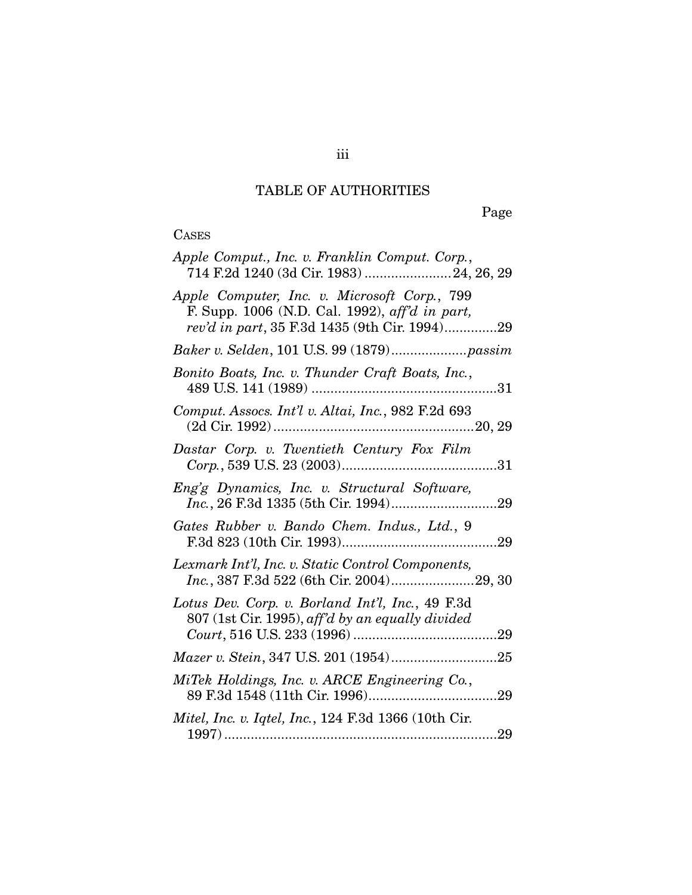# TABLE OF AUTHORITIES

Page

CASES

*Apple Comput., Inc. v. Franklin Comput. Corp.*, 714 F.2d 1240 (3d Cir. 1983) .......................24, 26, 29

*Apple Computer, Inc. v. Microsoft Corp.*, 799 F. Supp. 1006 (N.D. Cal. 1992), *aff'd in part, rev'd in part*, 35 F.3d 1435 (9th Cir. 1994)..............29

*Baker v. Selden*, 101 U.S. 99 (1879)....................*passim*

*Bonito Boats, Inc. v. Thunder Craft Boats, Inc.*, 489 U.S. 141 (1989) .................................................31

*Comput. Assocs. Int'l v. Altai, Inc.*, 982 F.2d 693 (2d Cir. 1992).....................................................20, 29

*Dastar Corp. v. Twentieth Century Fox Film Corp.*, 539 U.S. 23 (2003).........................................31

*Eng'g Dynamics, Inc. v. Structural Software, Inc.*, 26 F.3d 1335 (5th Cir. 1994)............................29

*Gates Rubber v. Bando Chem. Indus., Ltd.*, 9 F.3d 823 (10th Cir. 1993).........................................29

*Lexmark Int'l, Inc. v. Static Control Components, Inc.*, 387 F.3d 522 (6th Cir. 2004)......................29, 30

*Lotus Dev. Corp. v. Borland Int'l, Inc.*, 49 F.3d 807 (1st Cir. 1995), *aff'd by an equally divided Court*, 516 U.S. 233 (1996) ......................................29

*Mazer v. Stein*, 347 U.S. 201 (1954)............................25

*MiTek Holdings, Inc. v. ARCE Engineering Co.*, 89 F.3d 1548 (11th Cir. 1996)..................................29

*Mitel, Inc. v. Iqtel, Inc.*, 124 F.3d 1366 (10th Cir. 1997)........................................................................29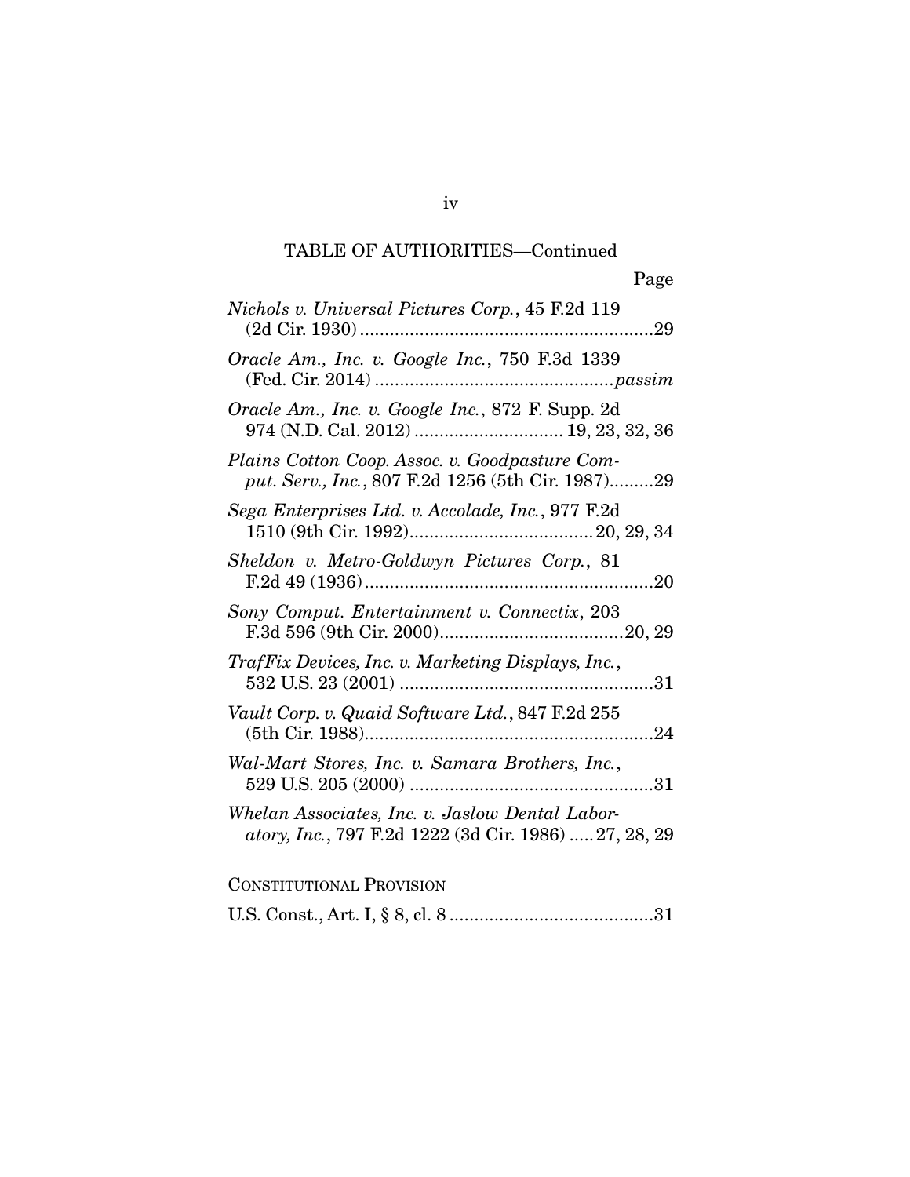TABLE OF AUTHORITIES—Continued

Page

*Nichols v. Universal Pictures Corp.*, 45 F.2d 119 (2d Cir. 1930) ..........................................................29

*Oracle Am., Inc. v. Google Inc.*, 750 F.3d 1339 (Fed. Cir. 2014) ...............................................*passim*

*Oracle Am., Inc. v. Google Inc.*, 872 F. Supp. 2d 974 (N.D. Cal. 2012) ............................. 19, 23, 32, 36

*Plains Cotton Coop. Assoc. v. Goodpasture Comput. Serv., Inc.*, 807 F.2d 1256 (5th Cir. 1987).........29

*Sega Enterprises Ltd. v. Accolade, Inc.*, 977 F.2d 1510 (9th Cir. 1992)....................................20, 29, 34

*Sheldon v. Metro-Goldwyn Pictures Corp.*, 81 F.2d 49 (1936).........................................................20

*Sony Comput. Entertainment v. Connectix*, 203 F.3d 596 (9th Cir. 2000)....................................20, 29

*TrafFix Devices, Inc. v. Marketing Displays, Inc.*, 532 U.S. 23 (2001) ..................................................31

*Vault Corp. v. Quaid Software Ltd.*, 847 F.2d 255 (5th Cir. 1988).........................................................24

*Wal-Mart Stores, Inc. v. Samara Brothers, Inc.*, 529 U.S. 205 (2000) ................................................31

*Whelan Associates, Inc. v. Jaslow Dental Laboratory, Inc.*, 797 F.2d 1222 (3d Cir. 1986) .....27, 28, 29

CONSTITUTIONAL PROVISION

U.S. Const., Art. I, § 8, cl. 8 .........................................31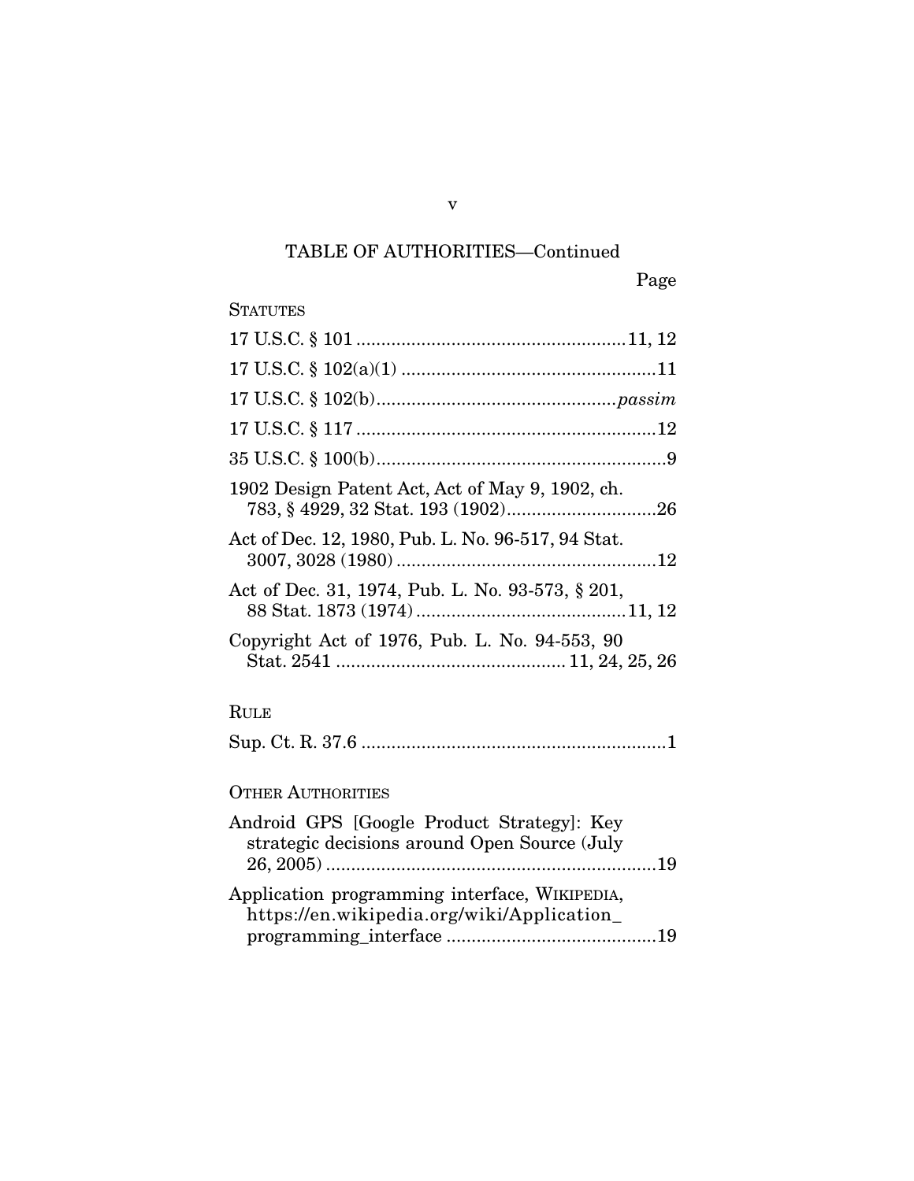TABLE OF AUTHORITIES—Continued

Page

STATUTES

17 U.S.C. § 101 ...................................................... 11, 12

17 U.S.C. § 102(a)(1) ..................................................11

17 U.S.C. § 102(b)............................................... *passim*

17 U.S.C. § 117 ...........................................................12

35 U.S.C. § 100(b).........................................................9

1902 Design Patent Act, Act of May 9, 1902, ch. 783, § 4929, 32 Stat. 193 (1902).............................26

Act of Dec. 12, 1980, Pub. L. No. 96-517, 94 Stat. 3007, 3028 (1980) ...................................................12

Act of Dec. 31, 1974, Pub. L. No. 93-573, § 201, 88 Stat. 1873 (1974) .........................................11, 12

Copyright Act of 1976, Pub. L. No. 94-553, 90 Stat. 2541 .............................................. 11, 24, 25, 26

RULE

Sup. Ct. R. 37.6 ............................................................1

OTHER AUTHORITIES

Android GPS [Google Product Strategy]: Key strategic decisions around Open Source (July 26, 2005) .................................................................19

Application programming interface, WIKIPEDIA, https://en.wikipedia.org/wiki/Application_programming_interface .........................................19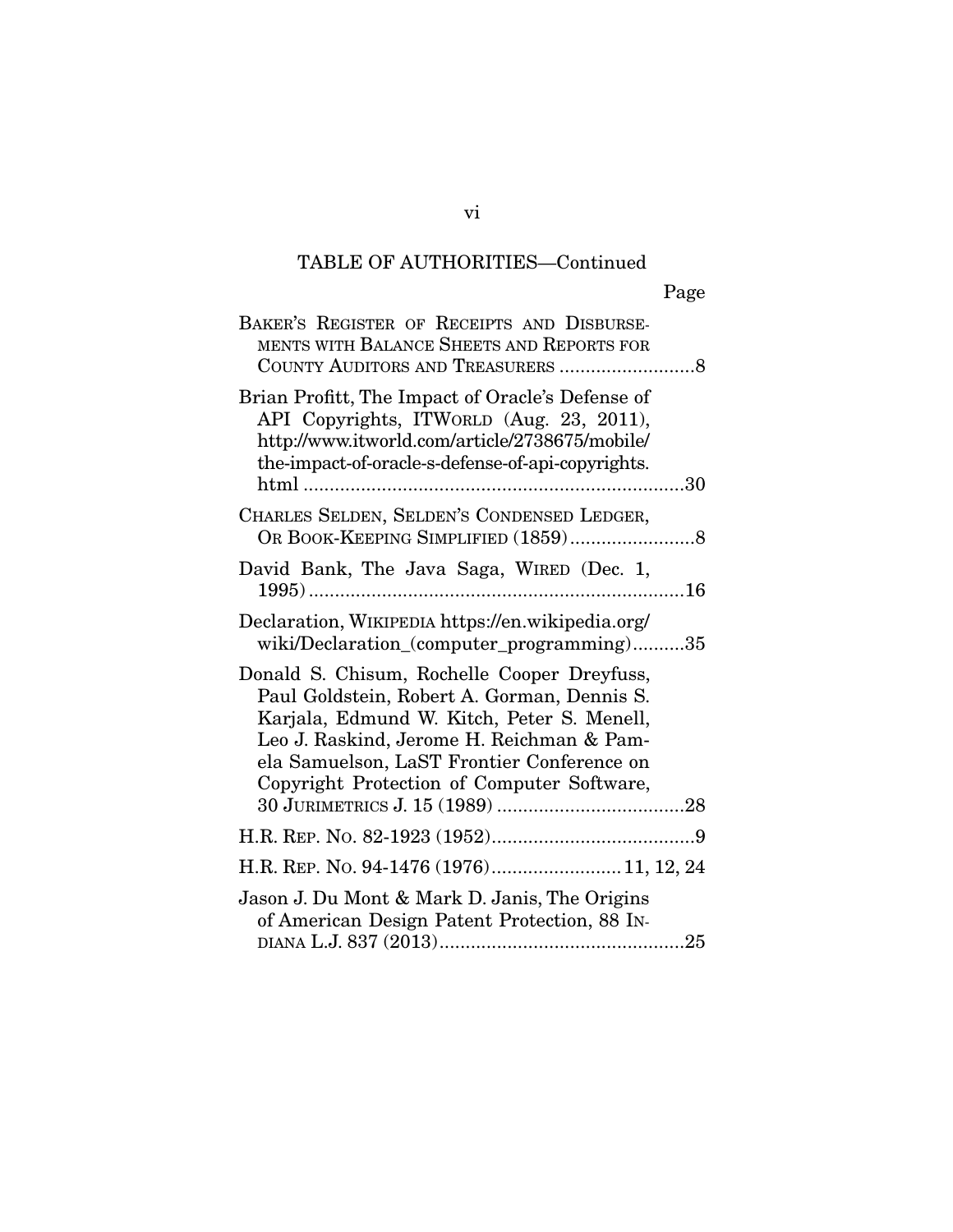## TABLE OF AUTHORITIES—Continued

| | Page |
|---|---|
| BAKER'S REGISTER OF RECEIPTS AND DISBURSEMENTS WITH BALANCE SHEETS AND REPORTS FOR COUNTY AUDITORS AND TREASURERS | 8 |
| Brian Profitt, The Impact of Oracle's Defense of API Copyrights, ITWORLD (Aug. 23, 2011), http://www.itworld.com/article/2738675/mobile/the-impact-of-oracle-s-defense-of-api-copyrights.html | 30 |
| CHARLES SELDEN, SELDEN'S CONDENSED LEDGER, OR BOOK-KEEPING SIMPLIFIED (1859) | 8 |
| David Bank, The Java Saga, WIRED (Dec. 1, 1995) | 16 |
| Declaration, WIKIPEDIA https://en.wikipedia.org/wiki/Declaration_(computer_programming) | 35 |
| Donald S. Chisum, Rochelle Cooper Dreyfuss, Paul Goldstein, Robert A. Gorman, Dennis S. Karjala, Edmund W. Kitch, Peter S. Menell, Leo J. Raskind, Jerome H. Reichman & Pamela Samuelson, LaST Frontier Conference on Copyright Protection of Computer Software, 30 JURIMETRICS J. 15 (1989) | 28 |
| H.R. REP. NO. 82-1923 (1952) | 9 |
| H.R. REP. NO. 94-1476 (1976) | 11, 12, 24 |
| Jason J. Du Mont & Mark D. Janis, The Origins of American Design Patent Protection, 88 INDIANA L.J. 837 (2013) | 25 |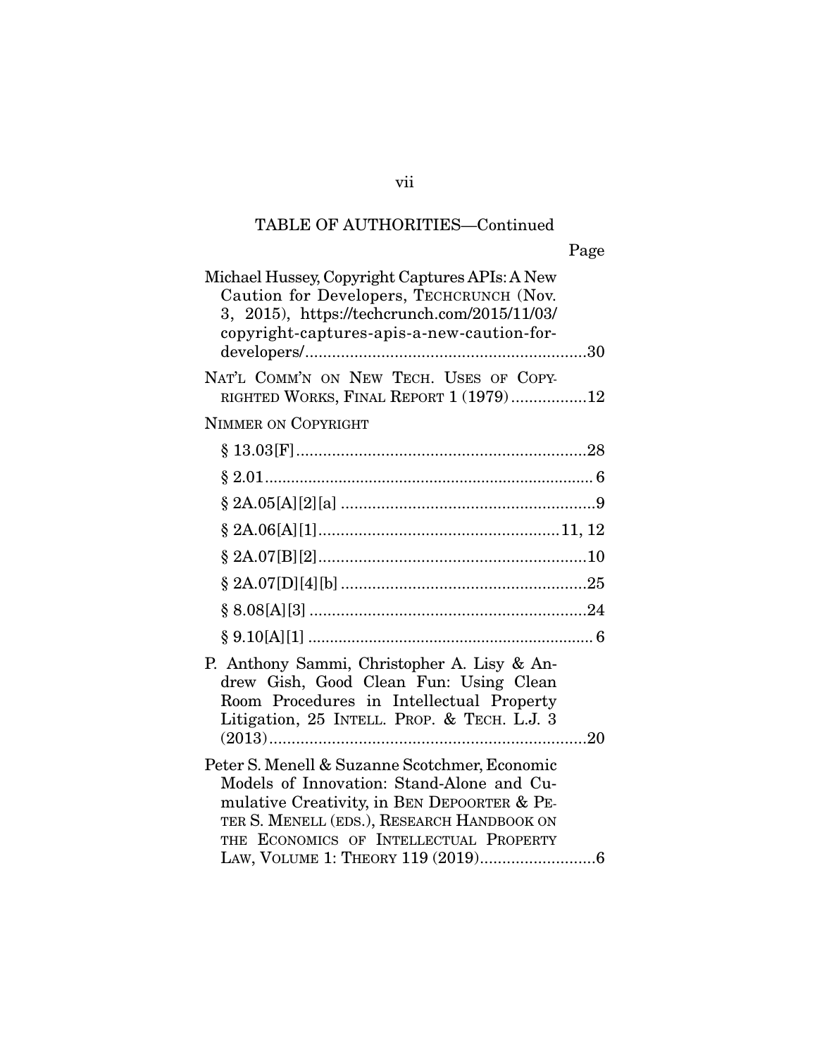TABLE OF AUTHORITIES—Continued

Page

Michael Hussey, Copyright Captures APIs: A New Caution for Developers, TECHCRUNCH (Nov. 3, 2015), https://techcrunch.com/2015/11/03/copyright-captures-apis-a-new-caution-for-developers/ ...............................................................30

NAT'L COMM'N ON NEW TECH. USES OF COPYRIGHTED WORKS, FINAL REPORT 1 (1979) .................12

NIMMER ON COPYRIGHT

§ 13.03[F] .................................................................28

§ 2.01 ........................................................................... 6

§ 2A.05[A][2][a] .........................................................9

§ 2A.06[A][1] ......................................................11, 12

§ 2A.07[B][2] .............................................................10

§ 2A.07[D][4][b] ........................................................25

§ 8.08[A][3] ...............................................................24

§ 9.10[A][1] ................................................................. 6

P. Anthony Sammi, Christopher A. Lisy & Andrew Gish, Good Clean Fun: Using Clean Room Procedures in Intellectual Property Litigation, 25 INTELL. PROP. & TECH. L.J. 3 (2013) .......................................................................20

Peter S. Menell & Suzanne Scotchmer, Economic Models of Innovation: Stand-Alone and Cumulative Creativity, in BEN DEPOORTER & PETER S. MENELL (EDS.), RESEARCH HANDBOOK ON THE ECONOMICS OF INTELLECTUAL PROPERTY LAW, VOLUME 1: THEORY 119 (2019) ..........................6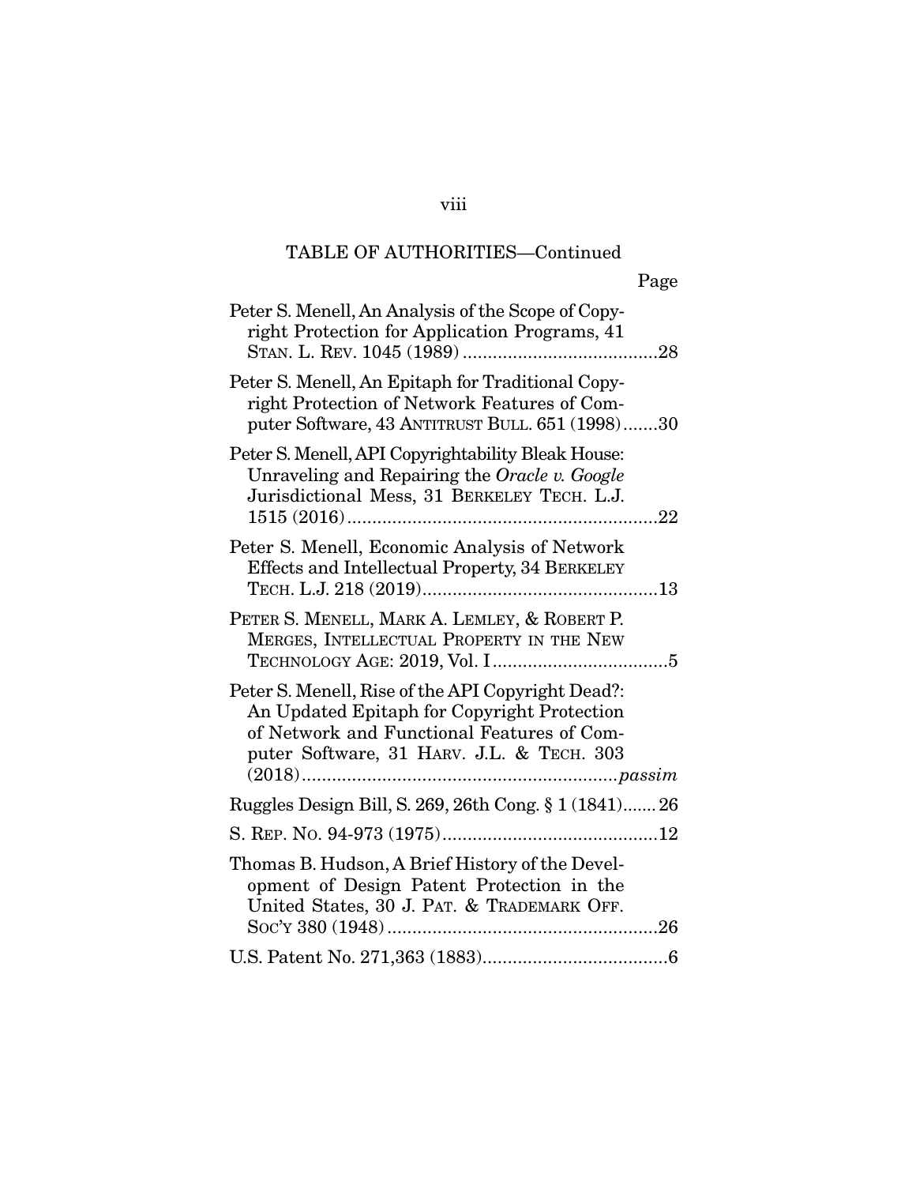TABLE OF AUTHORITIES—Continued

Page

Peter S. Menell, An Analysis of the Scope of Copyright Protection for Application Programs, 41 STAN. L. REV. 1045 (1989) .......................................28

Peter S. Menell, An Epitaph for Traditional Copyright Protection of Network Features of Computer Software, 43 ANTITRUST BULL. 651 (1998).......30

Peter S. Menell, API Copyrightability Bleak House: Unraveling and Repairing the *Oracle v. Google* Jurisdictional Mess, 31 BERKELEY TECH. L.J. 1515 (2016)..............................................................22

Peter S. Menell, Economic Analysis of Network Effects and Intellectual Property, 34 BERKELEY TECH. L.J. 218 (2019)...............................................13

PETER S. MENELL, MARK A. LEMLEY, & ROBERT P. MERGES, INTELLECTUAL PROPERTY IN THE NEW TECHNOLOGY AGE: 2019, Vol. I...................................5

Peter S. Menell, Rise of the API Copyright Dead?: An Updated Epitaph for Copyright Protection of Network and Functional Features of Computer Software, 31 HARV. J.L. & TECH. 303 (2018)..............................................................*passim*

Ruggles Design Bill, S. 269, 26th Cong. § 1 (1841)....... 26

S. REP. NO. 94-973 (1975)...........................................12

Thomas B. Hudson, A Brief History of the Development of Design Patent Protection in the United States, 30 J. PAT. & TRADEMARK OFF. SOC'Y 380 (1948)......................................................26

U.S. Patent No. 271,363 (1883)....................................6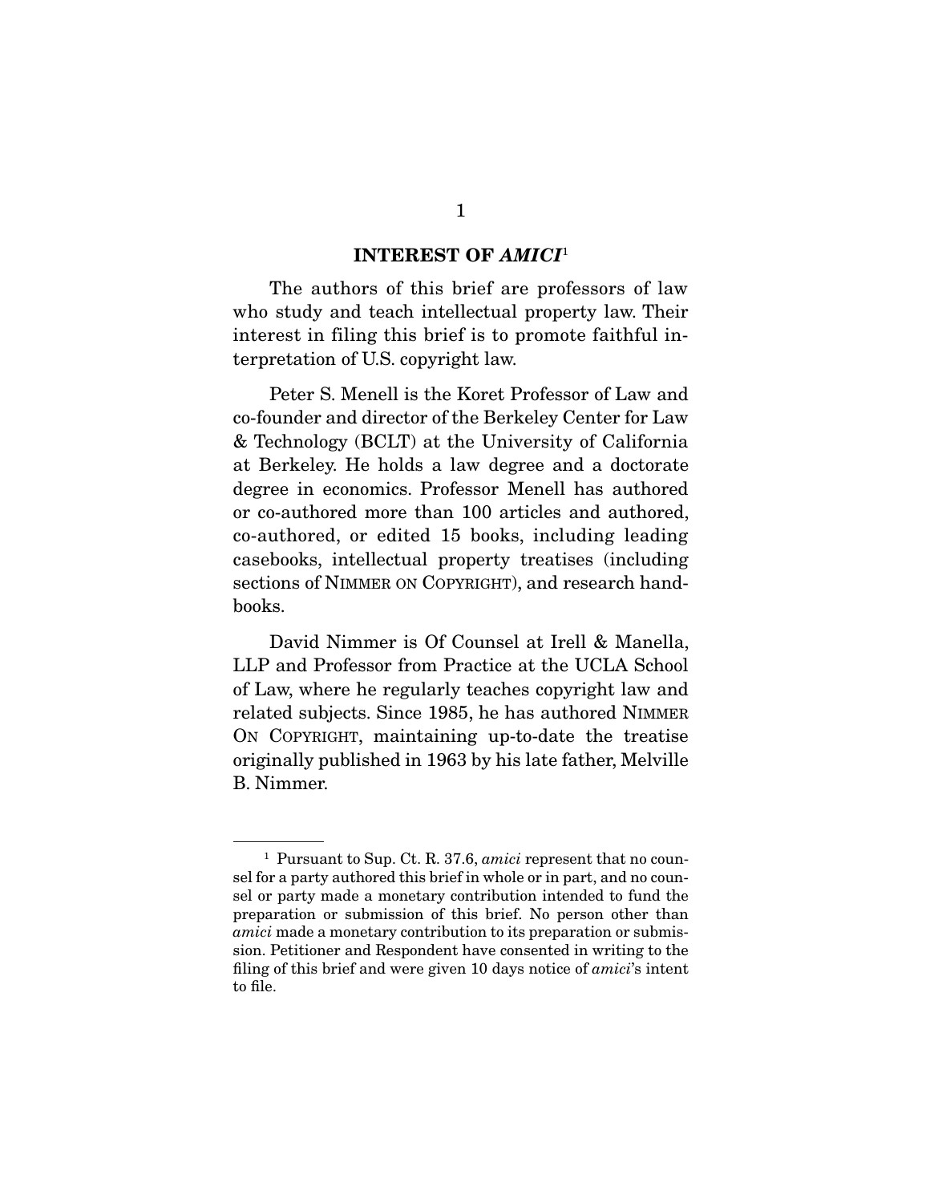## INTEREST OF *AMICI*[1]

The authors of this brief are professors of law who study and teach intellectual property law. Their interest in filing this brief is to promote faithful interpretation of U.S. copyright law.

Peter S. Menell is the Koret Professor of Law and co-founder and director of the Berkeley Center for Law & Technology (BCLT) at the University of California at Berkeley. He holds a law degree and a doctorate degree in economics. Professor Menell has authored or co-authored more than 100 articles and authored, co-authored, or edited 15 books, including leading casebooks, intellectual property treatises (including sections of NIMMER ON COPYRIGHT), and research handbooks.

David Nimmer is Of Counsel at Irell & Manella, LLP and Professor from Practice at the UCLA School of Law, where he regularly teaches copyright law and related subjects. Since 1985, he has authored NIMMER ON COPYRIGHT, maintaining up-to-date the treatise originally published in 1963 by his late father, Melville B. Nimmer.

---

[1] Pursuant to Sup. Ct. R. 37.6, *amici* represent that no counsel for a party authored this brief in whole or in part, and no counsel or party made a monetary contribution intended to fund the preparation or submission of this brief. No person other than *amici* made a monetary contribution to its preparation or submission. Petitioner and Respondent have consented in writing to the filing of this brief and were given 10 days notice of *amici*'s intent to file.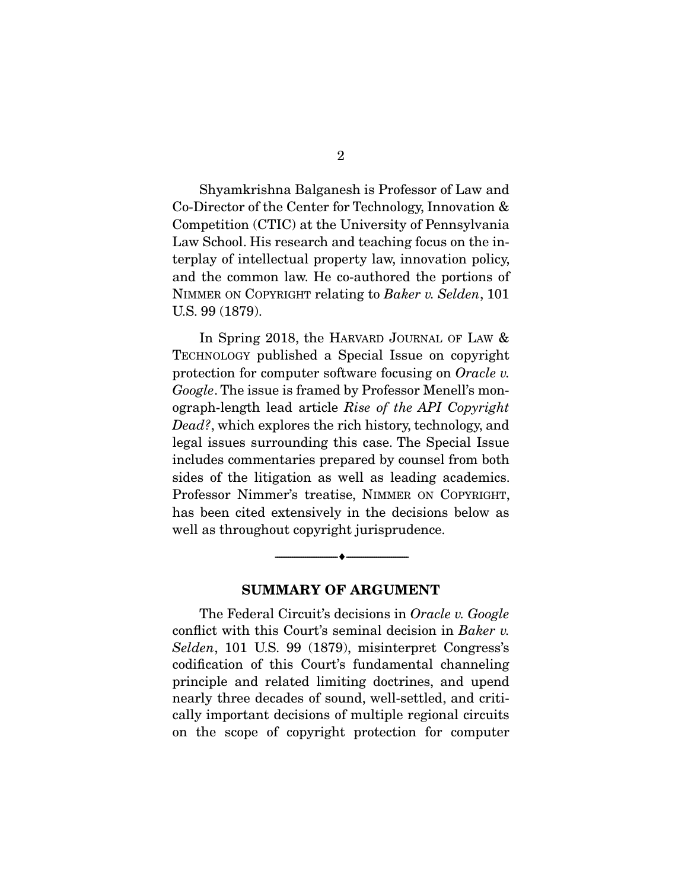Shyamkrishna Balganesh is Professor of Law and Co-Director of the Center for Technology, Innovation & Competition (CTIC) at the University of Pennsylvania Law School. His research and teaching focus on the interplay of intellectual property law, innovation policy, and the common law. He co-authored the portions of NIMMER ON COPYRIGHT relating to *Baker v. Selden*, 101 U.S. 99 (1879).

In Spring 2018, the HARVARD JOURNAL OF LAW & TECHNOLOGY published a Special Issue on copyright protection for computer software focusing on *Oracle v. Google*. The issue is framed by Professor Menell's monograph-length lead article *Rise of the API Copyright Dead?*, which explores the rich history, technology, and legal issues surrounding this case. The Special Issue includes commentaries prepared by counsel from both sides of the litigation as well as leading academics. Professor Nimmer's treatise, NIMMER ON COPYRIGHT, has been cited extensively in the decisions below as well as throughout copyright jurisprudence.

---

## SUMMARY OF ARGUMENT

The Federal Circuit's decisions in *Oracle v. Google* conflict with this Court's seminal decision in *Baker v. Selden*, 101 U.S. 99 (1879), misinterpret Congress's codification of this Court's fundamental channeling principle and related limiting doctrines, and upend nearly three decades of sound, well-settled, and critically important decisions of multiple regional circuits on the scope of copyright protection for computer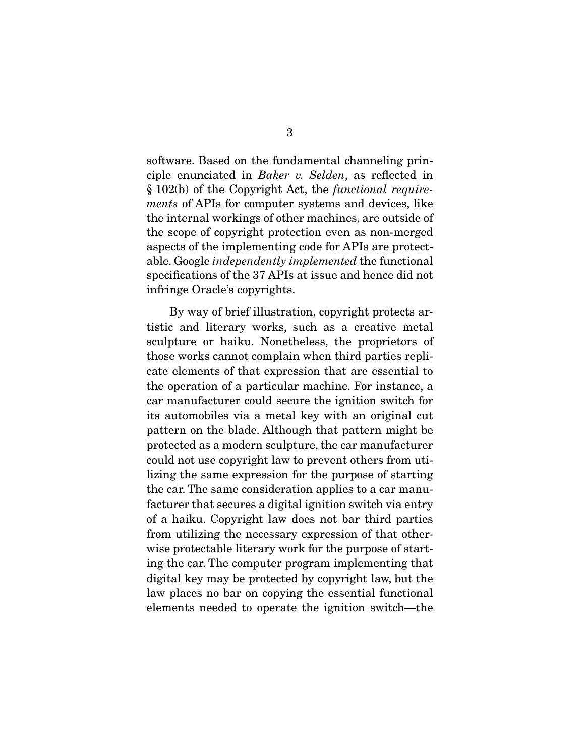software. Based on the fundamental channeling principle enunciated in *Baker v. Selden*, as reflected in § 102(b) of the Copyright Act, the *functional requirements* of APIs for computer systems and devices, like the internal workings of other machines, are outside of the scope of copyright protection even as non-merged aspects of the implementing code for APIs are protectable. Google *independently implemented* the functional specifications of the 37 APIs at issue and hence did not infringe Oracle's copyrights.

By way of brief illustration, copyright protects artistic and literary works, such as a creative metal sculpture or haiku. Nonetheless, the proprietors of those works cannot complain when third parties replicate elements of that expression that are essential to the operation of a particular machine. For instance, a car manufacturer could secure the ignition switch for its automobiles via a metal key with an original cut pattern on the blade. Although that pattern might be protected as a modern sculpture, the car manufacturer could not use copyright law to prevent others from utilizing the same expression for the purpose of starting the car. The same consideration applies to a car manufacturer that secures a digital ignition switch via entry of a haiku. Copyright law does not bar third parties from utilizing the necessary expression of that otherwise protectable literary work for the purpose of starting the car. The computer program implementing that digital key may be protected by copyright law, but the law places no bar on copying the essential functional elements needed to operate the ignition switch—the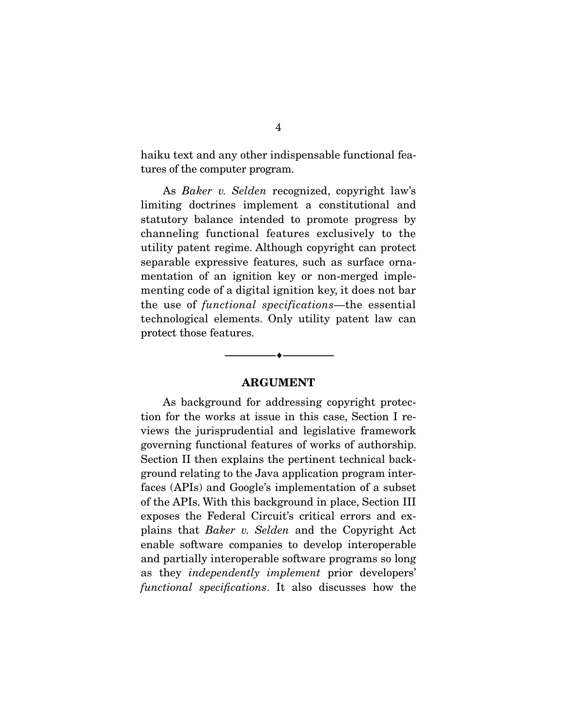haiku text and any other indispensable functional features of the computer program.

As *Baker v. Selden* recognized, copyright law's limiting doctrines implement a constitutional and statutory balance intended to promote progress by channeling functional features exclusively to the utility patent regime. Although copyright can protect separable expressive features, such as surface ornamentation of an ignition key or non-merged implementing code of a digital ignition key, it does not bar the use of *functional specifications*—the essential technological elements. Only utility patent law can protect those features.

---

## ARGUMENT

As background for addressing copyright protection for the works at issue in this case, Section I reviews the jurisprudential and legislative framework governing functional features of works of authorship. Section II then explains the pertinent technical background relating to the Java application program interfaces (APIs) and Google's implementation of a subset of the APIs. With this background in place, Section III exposes the Federal Circuit's critical errors and explains that *Baker v. Selden* and the Copyright Act enable software companies to develop interoperable and partially interoperable software programs so long as they *independently implement* prior developers' *functional specifications*. It also discusses how the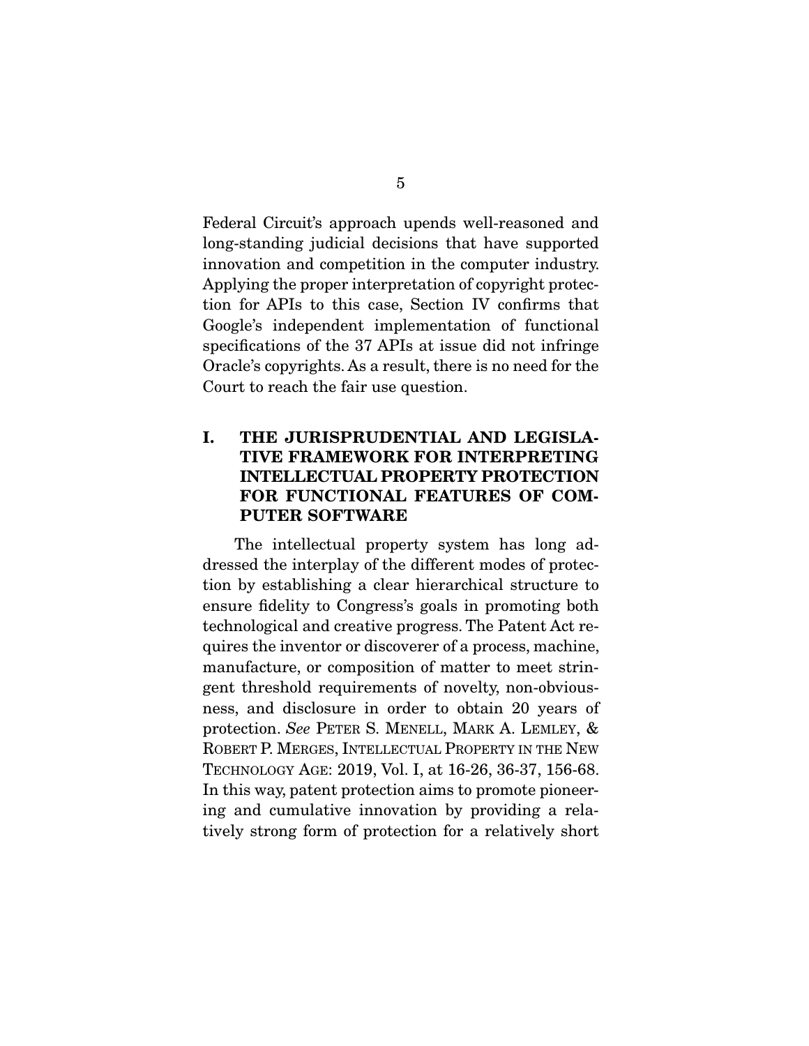Federal Circuit's approach upends well-reasoned and long-standing judicial decisions that have supported innovation and competition in the computer industry. Applying the proper interpretation of copyright protection for APIs to this case, Section IV confirms that Google's independent implementation of functional specifications of the 37 APIs at issue did not infringe Oracle's copyrights. As a result, there is no need for the Court to reach the fair use question.

## I. THE JURISPRUDENTIAL AND LEGISLATIVE FRAMEWORK FOR INTERPRETING INTELLECTUAL PROPERTY PROTECTION FOR FUNCTIONAL FEATURES OF COMPUTER SOFTWARE

The intellectual property system has long addressed the interplay of the different modes of protection by establishing a clear hierarchical structure to ensure fidelity to Congress's goals in promoting both technological and creative progress. The Patent Act requires the inventor or discoverer of a process, machine, manufacture, or composition of matter to meet stringent threshold requirements of novelty, non-obviousness, and disclosure in order to obtain 20 years of protection. *See* PETER S. MENELL, MARK A. LEMLEY, & ROBERT P. MERGES, INTELLECTUAL PROPERTY IN THE NEW TECHNOLOGY AGE: 2019, Vol. I, at 16-26, 36-37, 156-68. In this way, patent protection aims to promote pioneering and cumulative innovation by providing a relatively strong form of protection for a relatively short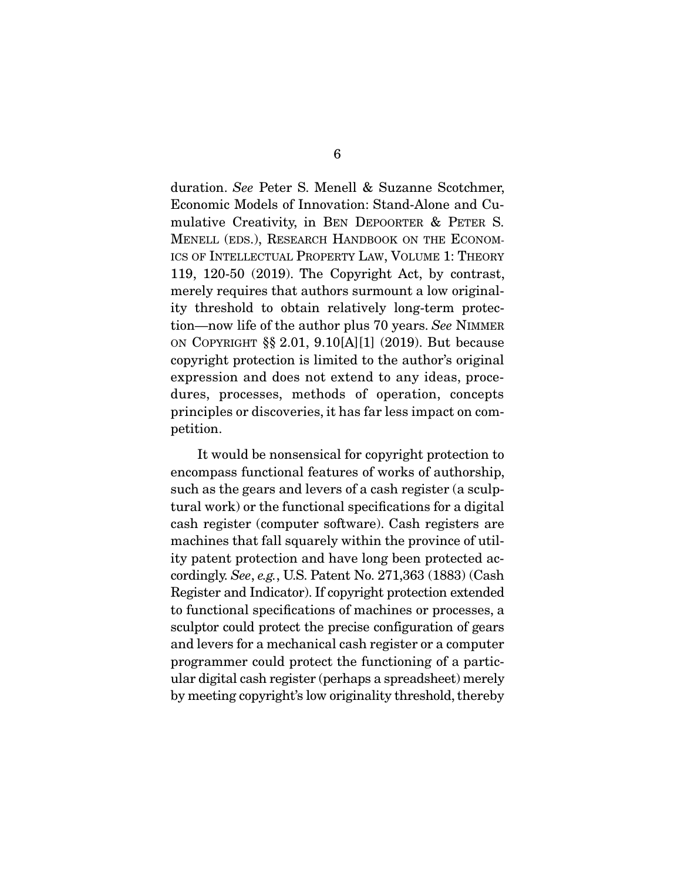duration. *See* Peter S. Menell & Suzanne Scotchmer, Economic Models of Innovation: Stand-Alone and Cumulative Creativity, in BEN DEPOORTER & PETER S. MENELL (EDS.), RESEARCH HANDBOOK ON THE ECONOMICS OF INTELLECTUAL PROPERTY LAW, VOLUME 1: THEORY 119, 120-50 (2019). The Copyright Act, by contrast, merely requires that authors surmount a low originality threshold to obtain relatively long-term protection—now life of the author plus 70 years. *See* NIMMER ON COPYRIGHT §§ 2.01, 9.10[A][1] (2019). But because copyright protection is limited to the author's original expression and does not extend to any ideas, procedures, processes, methods of operation, concepts principles or discoveries, it has far less impact on competition.

It would be nonsensical for copyright protection to encompass functional features of works of authorship, such as the gears and levers of a cash register (a sculptural work) or the functional specifications for a digital cash register (computer software). Cash registers are machines that fall squarely within the province of utility patent protection and have long been protected accordingly. *See*, *e.g.*, U.S. Patent No. 271,363 (1883) (Cash Register and Indicator). If copyright protection extended to functional specifications of machines or processes, a sculptor could protect the precise configuration of gears and levers for a mechanical cash register or a computer programmer could protect the functioning of a particular digital cash register (perhaps a spreadsheet) merely by meeting copyright's low originality threshold, thereby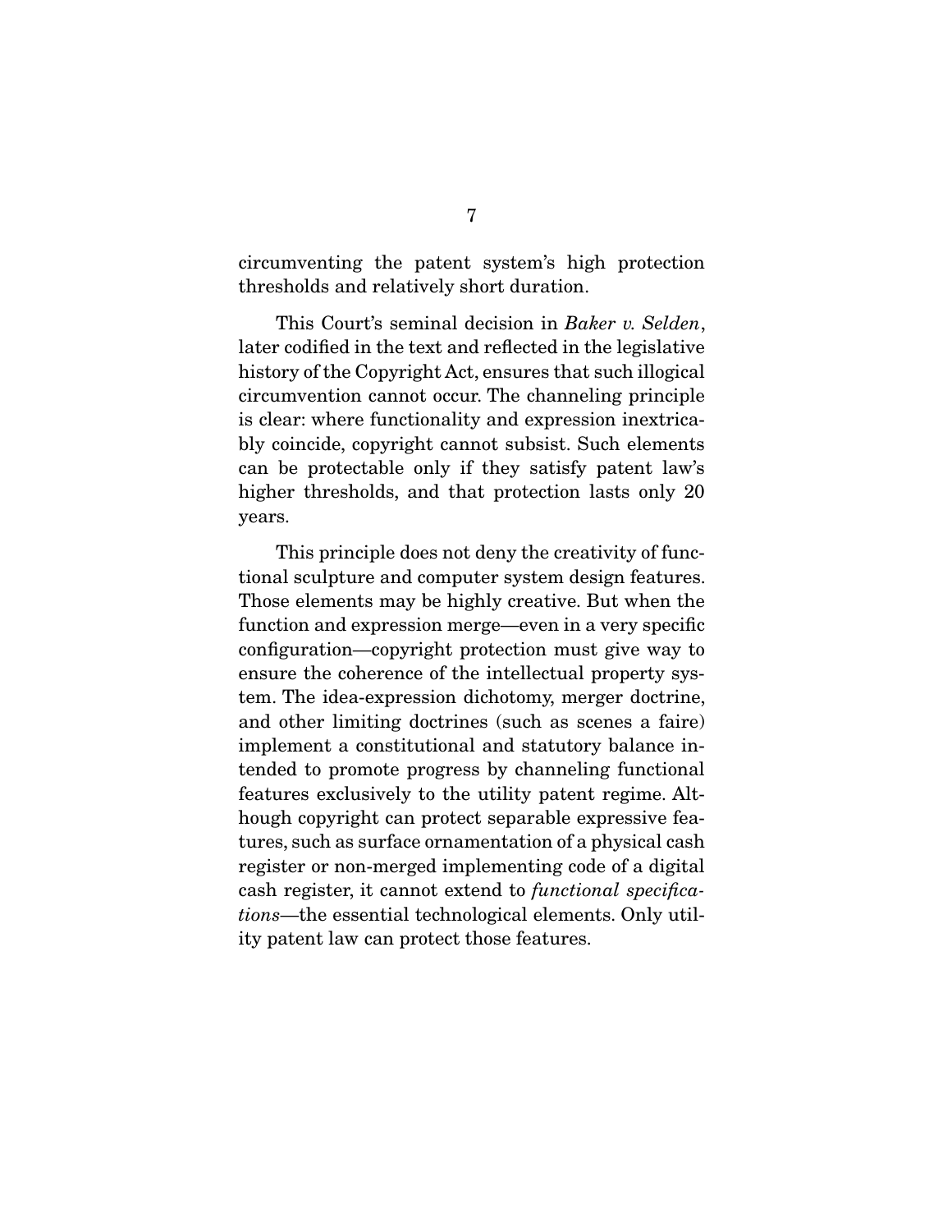circumventing the patent system's high protection thresholds and relatively short duration.

This Court's seminal decision in *Baker v. Selden*, later codified in the text and reflected in the legislative history of the Copyright Act, ensures that such illogical circumvention cannot occur. The channeling principle is clear: where functionality and expression inextricably coincide, copyright cannot subsist. Such elements can be protectable only if they satisfy patent law's higher thresholds, and that protection lasts only 20 years.

This principle does not deny the creativity of functional sculpture and computer system design features. Those elements may be highly creative. But when the function and expression merge—even in a very specific configuration—copyright protection must give way to ensure the coherence of the intellectual property system. The idea-expression dichotomy, merger doctrine, and other limiting doctrines (such as scenes a faire) implement a constitutional and statutory balance intended to promote progress by channeling functional features exclusively to the utility patent regime. Although copyright can protect separable expressive features, such as surface ornamentation of a physical cash register or non-merged implementing code of a digital cash register, it cannot extend to *functional specifications*—the essential technological elements. Only utility patent law can protect those features.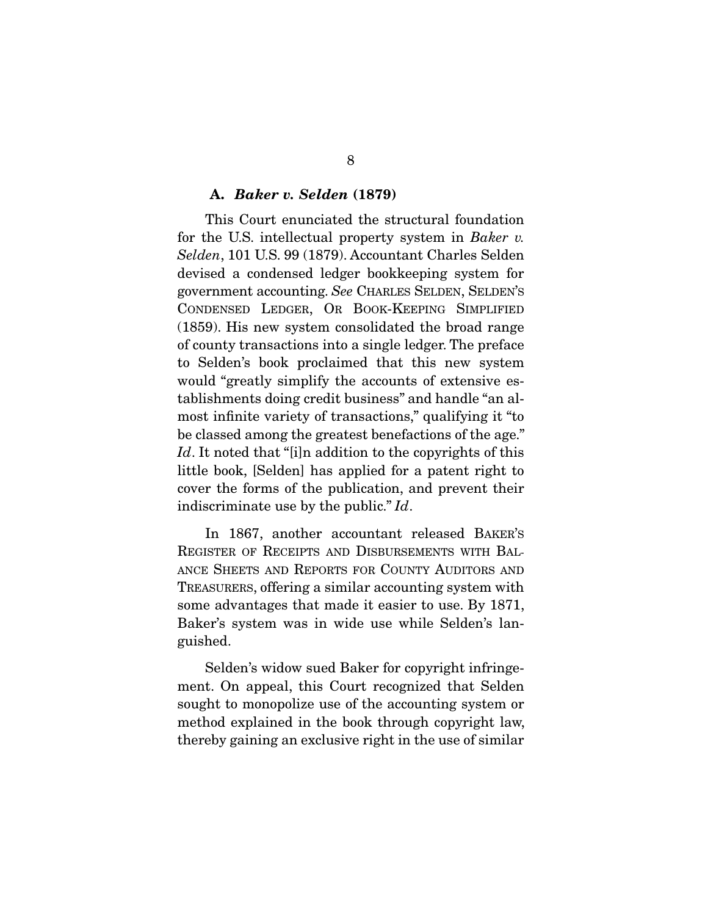### A. *Baker v. Selden* (1879)

This Court enunciated the structural foundation for the U.S. intellectual property system in *Baker v. Selden*, 101 U.S. 99 (1879). Accountant Charles Selden devised a condensed ledger bookkeeping system for government accounting. *See* CHARLES SELDEN, SELDEN'S CONDENSED LEDGER, OR BOOK-KEEPING SIMPLIFIED (1859). His new system consolidated the broad range of county transactions into a single ledger. The preface to Selden's book proclaimed that this new system would "greatly simplify the accounts of extensive establishments doing credit business" and handle "an almost infinite variety of transactions," qualifying it "to be classed among the greatest benefactions of the age." *Id*. It noted that "[i]n addition to the copyrights of this little book, [Selden] has applied for a patent right to cover the forms of the publication, and prevent their indiscriminate use by the public." *Id*.

In 1867, another accountant released BAKER'S REGISTER OF RECEIPTS AND DISBURSEMENTS WITH BALANCE SHEETS AND REPORTS FOR COUNTY AUDITORS AND TREASURERS, offering a similar accounting system with some advantages that made it easier to use. By 1871, Baker's system was in wide use while Selden's languished.

Selden's widow sued Baker for copyright infringement. On appeal, this Court recognized that Selden sought to monopolize use of the accounting system or method explained in the book through copyright law, thereby gaining an exclusive right in the use of similar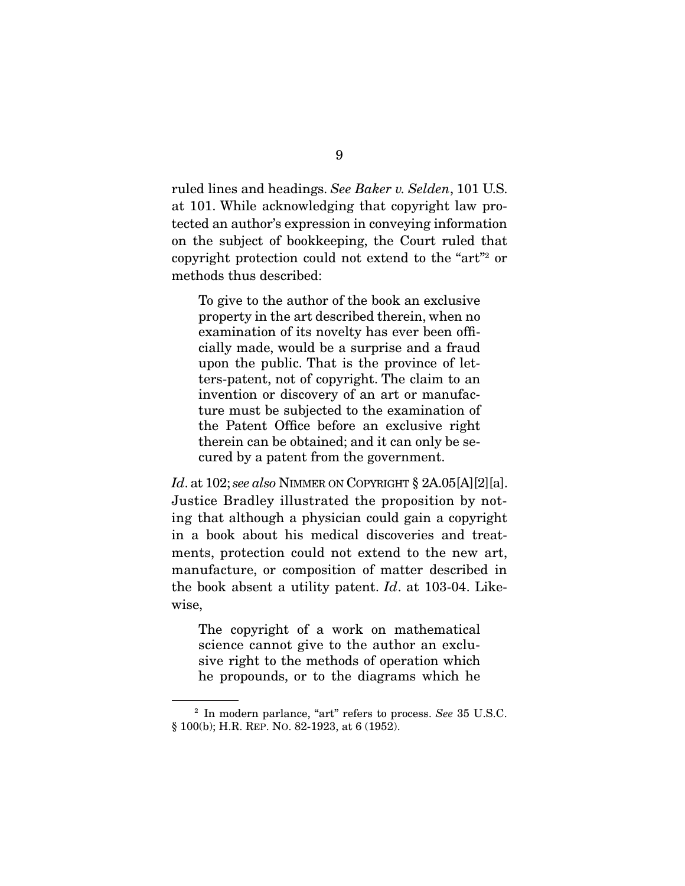ruled lines and headings. *See Baker v. Selden*, 101 U.S. at 101. While acknowledging that copyright law protected an author's expression in conveying information on the subject of bookkeeping, the Court ruled that copyright protection could not extend to the "art"[2] or methods thus described:

> To give to the author of the book an exclusive property in the art described therein, when no examination of its novelty has ever been officially made, would be a surprise and a fraud upon the public. That is the province of letters-patent, not of copyright. The claim to an invention or discovery of an art or manufacture must be subjected to the examination of the Patent Office before an exclusive right therein can be obtained; and it can only be secured by a patent from the government.

*Id*. at 102; *see also* NIMMER ON COPYRIGHT § 2A.05[A][2][a]. Justice Bradley illustrated the proposition by noting that although a physician could gain a copyright in a book about his medical discoveries and treatments, protection could not extend to the new art, manufacture, or composition of matter described in the book absent a utility patent. *Id*. at 103-04. Likewise,

> The copyright of a work on mathematical science cannot give to the author an exclusive right to the methods of operation which he propounds, or to the diagrams which he

---

[2] In modern parlance, "art" refers to process. *See* 35 U.S.C. § 100(b); H.R. REP. NO. 82-1923, at 6 (1952).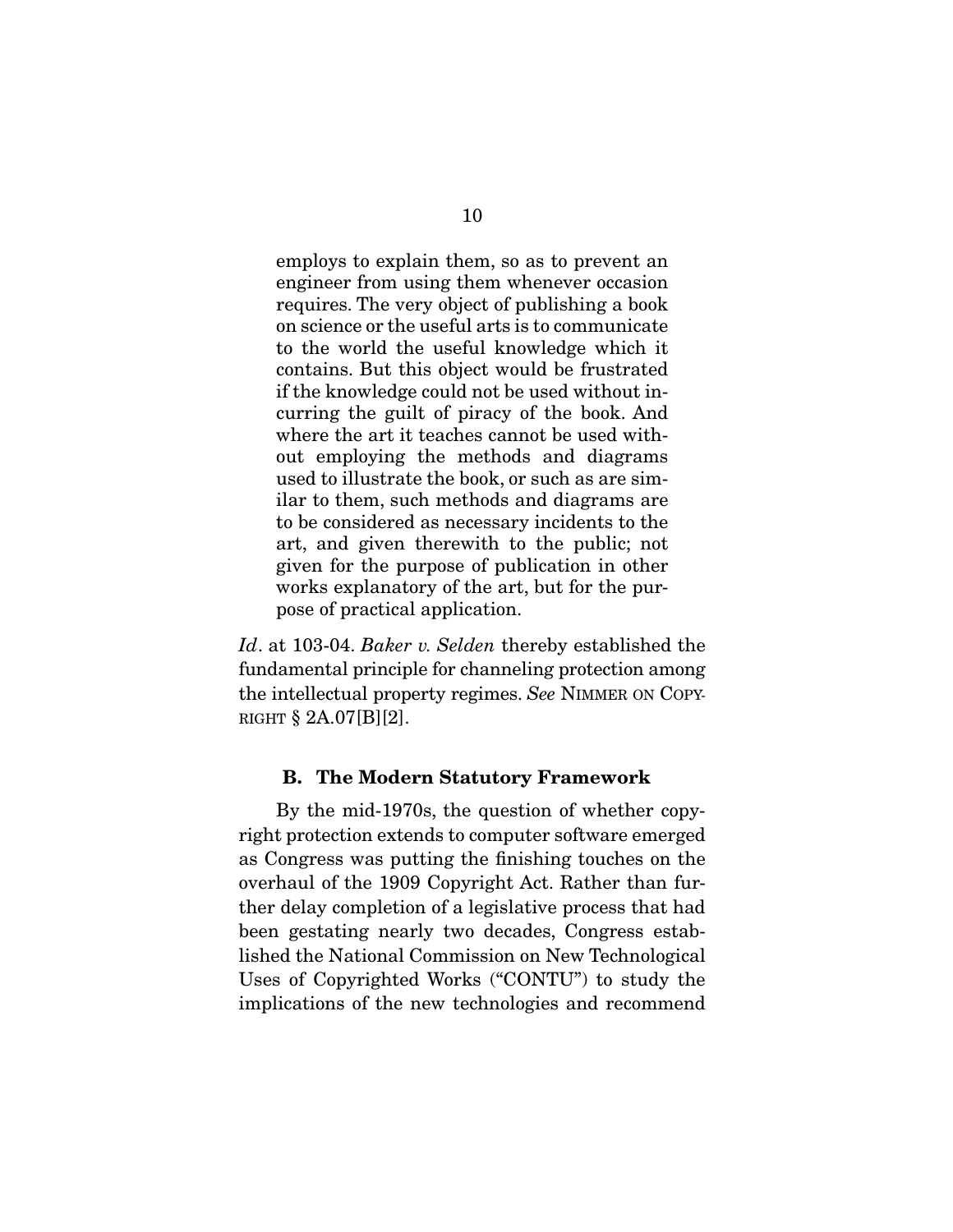> employs to explain them, so as to prevent an engineer from using them whenever occasion requires. The very object of publishing a book on science or the useful arts is to communicate to the world the useful knowledge which it contains. But this object would be frustrated if the knowledge could not be used without incurring the guilt of piracy of the book. And where the art it teaches cannot be used without employing the methods and diagrams used to illustrate the book, or such as are similar to them, such methods and diagrams are to be considered as necessary incidents to the art, and given therewith to the public; not given for the purpose of publication in other works explanatory of the art, but for the purpose of practical application.

*Id*. at 103-04. *Baker v. Selden* thereby established the fundamental principle for channeling protection among the intellectual property regimes. *See* NIMMER ON COPYRIGHT § 2A.07[B][2].

### B. The Modern Statutory Framework

By the mid-1970s, the question of whether copyright protection extends to computer software emerged as Congress was putting the finishing touches on the overhaul of the 1909 Copyright Act. Rather than further delay completion of a legislative process that had been gestating nearly two decades, Congress established the National Commission on New Technological Uses of Copyrighted Works ("CONTU") to study the implications of the new technologies and recommend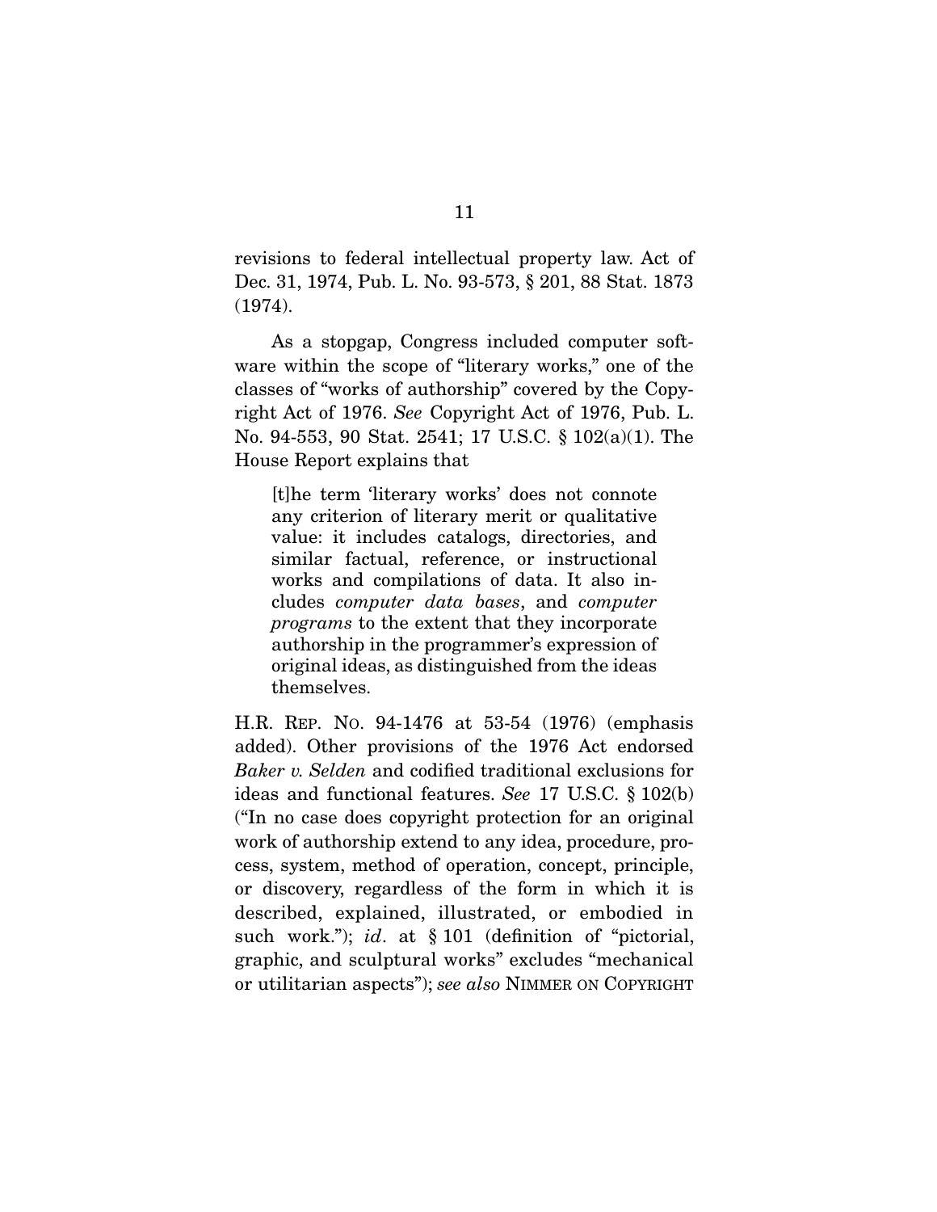revisions to federal intellectual property law. Act of Dec. 31, 1974, Pub. L. No. 93-573, § 201, 88 Stat. 1873 (1974).

As a stopgap, Congress included computer software within the scope of "literary works," one of the classes of "works of authorship" covered by the Copyright Act of 1976. *See* Copyright Act of 1976, Pub. L. No. 94-553, 90 Stat. 2541; 17 U.S.C. § 102(a)(1). The House Report explains that

> [t]he term 'literary works' does not connote any criterion of literary merit or qualitative value: it includes catalogs, directories, and similar factual, reference, or instructional works and compilations of data. It also includes *computer data bases*, and *computer programs* to the extent that they incorporate authorship in the programmer's expression of original ideas, as distinguished from the ideas themselves.

H.R. REP. NO. 94-1476 at 53-54 (1976) (emphasis added). Other provisions of the 1976 Act endorsed *Baker v. Selden* and codified traditional exclusions for ideas and functional features. *See* 17 U.S.C. § 102(b) ("In no case does copyright protection for an original work of authorship extend to any idea, procedure, process, system, method of operation, concept, principle, or discovery, regardless of the form in which it is described, explained, illustrated, or embodied in such work."); *id*. at § 101 (definition of "pictorial, graphic, and sculptural works" excludes "mechanical or utilitarian aspects"); *see also* NIMMER ON COPYRIGHT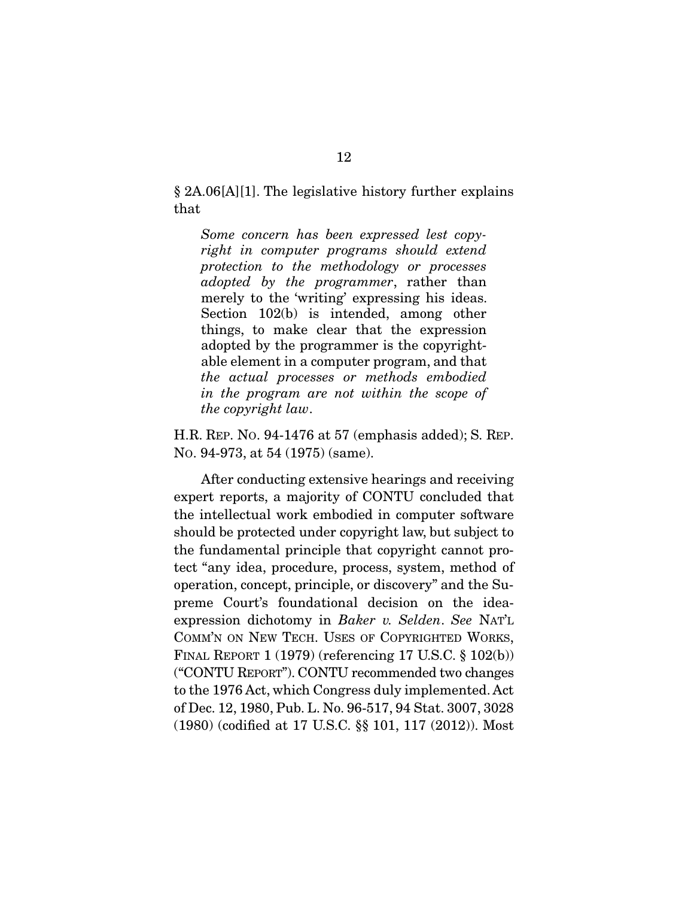§ 2A.06[A][1]. The legislative history further explains that

> *Some concern has been expressed lest copyright in computer programs should extend protection to the methodology or processes adopted by the programmer*, rather than merely to the 'writing' expressing his ideas. Section 102(b) is intended, among other things, to make clear that the expression adopted by the programmer is the copyrightable element in a computer program, and that *the actual processes or methods embodied in the program are not within the scope of the copyright law*.

H.R. REP. NO. 94-1476 at 57 (emphasis added); S. REP. NO. 94-973, at 54 (1975) (same).

After conducting extensive hearings and receiving expert reports, a majority of CONTU concluded that the intellectual work embodied in computer software should be protected under copyright law, but subject to the fundamental principle that copyright cannot protect "any idea, procedure, process, system, method of operation, concept, principle, or discovery" and the Supreme Court's foundational decision on the idea-expression dichotomy in *Baker v. Selden*. *See* NAT'L COMM'N ON NEW TECH. USES OF COPYRIGHTED WORKS, FINAL REPORT 1 (1979) (referencing 17 U.S.C. § 102(b)) ("CONTU REPORT"). CONTU recommended two changes to the 1976 Act, which Congress duly implemented. Act of Dec. 12, 1980, Pub. L. No. 96-517, 94 Stat. 3007, 3028 (1980) (codified at 17 U.S.C. §§ 101, 117 (2012)). Most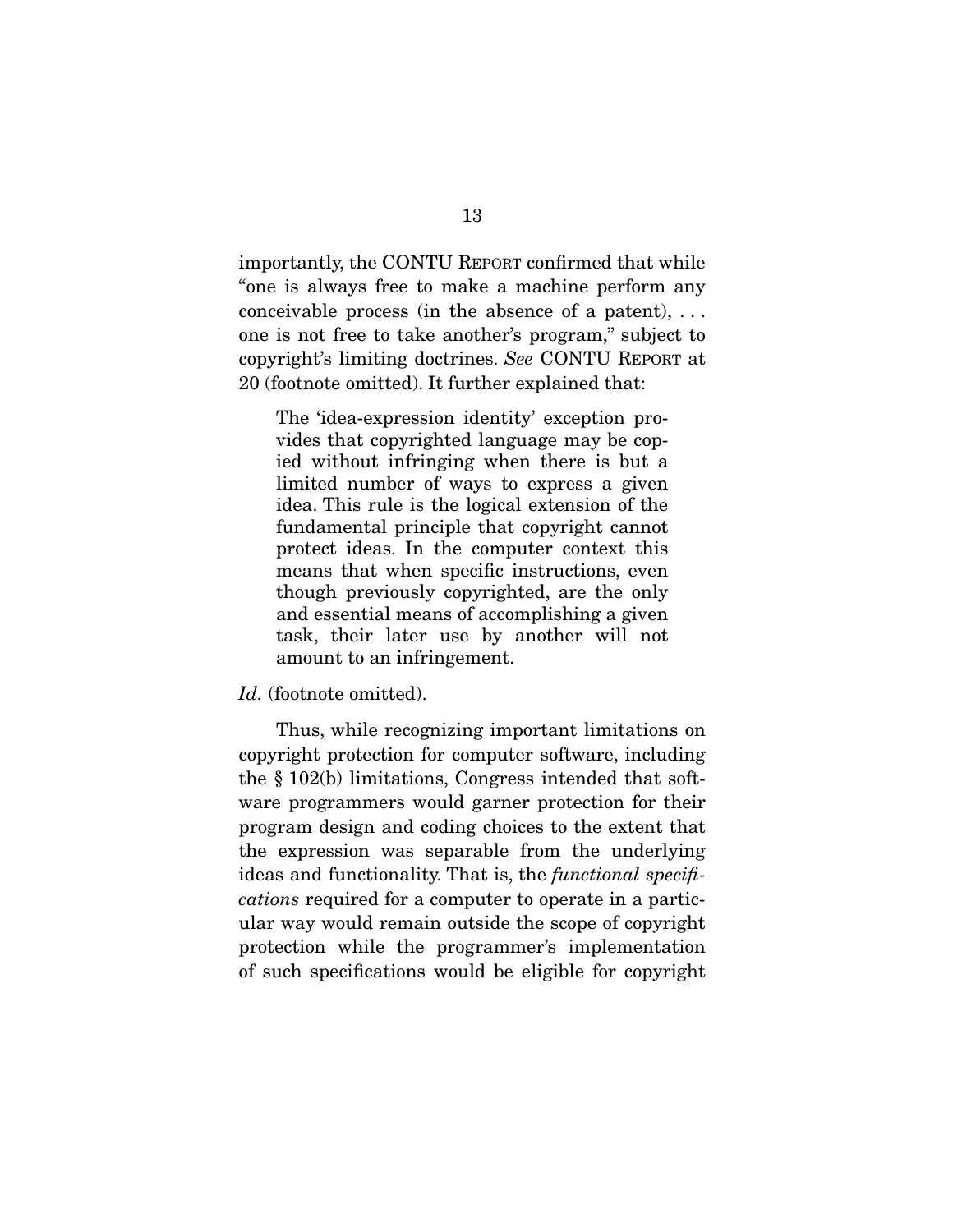importantly, the CONTU REPORT confirmed that while "one is always free to make a machine perform any conceivable process (in the absence of a patent), . . . one is not free to take another's program," subject to copyright's limiting doctrines. *See* CONTU REPORT at 20 (footnote omitted). It further explained that:

> The 'idea-expression identity' exception provides that copyrighted language may be copied without infringing when there is but a limited number of ways to express a given idea. This rule is the logical extension of the fundamental principle that copyright cannot protect ideas. In the computer context this means that when specific instructions, even though previously copyrighted, are the only and essential means of accomplishing a given task, their later use by another will not amount to an infringement.

*Id.* (footnote omitted).

Thus, while recognizing important limitations on copyright protection for computer software, including the § 102(b) limitations, Congress intended that software programmers would garner protection for their program design and coding choices to the extent that the expression was separable from the underlying ideas and functionality. That is, the *functional specifications* required for a computer to operate in a particular way would remain outside the scope of copyright protection while the programmer's implementation of such specifications would be eligible for copyright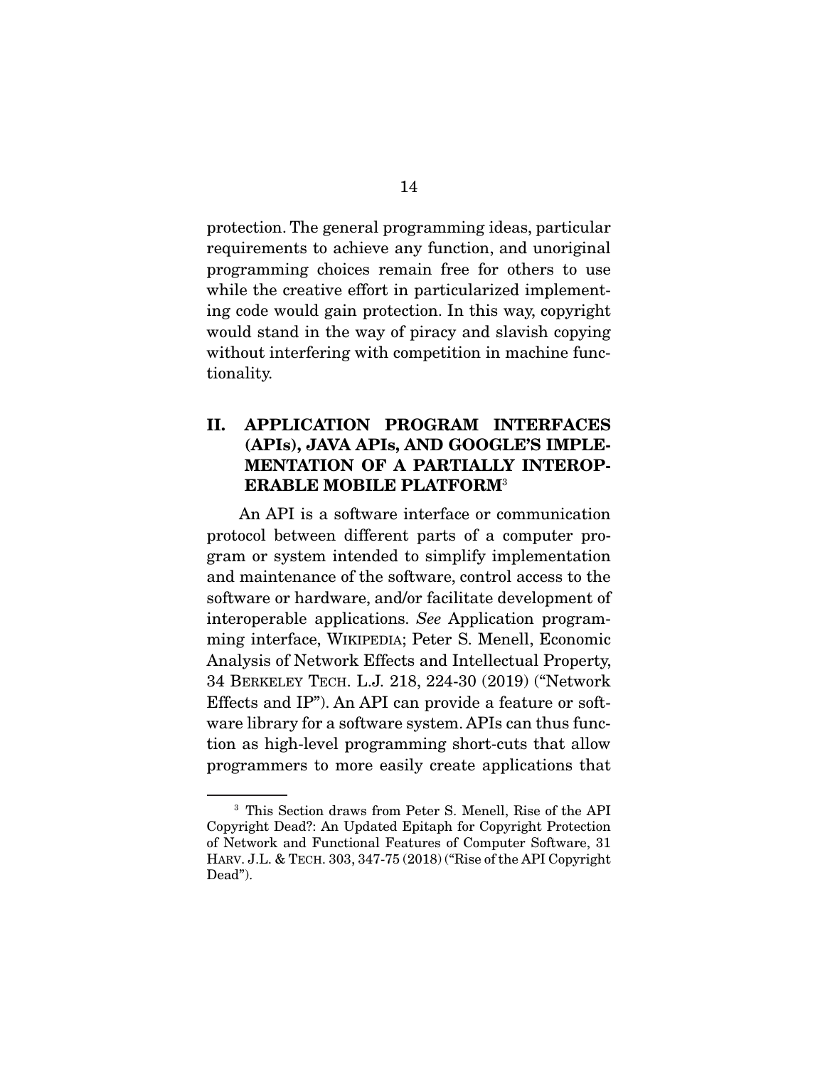protection. The general programming ideas, particular requirements to achieve any function, and unoriginal programming choices remain free for others to use while the creative effort in particularized implementing code would gain protection. In this way, copyright would stand in the way of piracy and slavish copying without interfering with competition in machine functionality.

## II. APPLICATION PROGRAM INTERFACES (APIs), JAVA APIs, AND GOOGLE'S IMPLEMENTATION OF A PARTIALLY INTEROPERABLE MOBILE PLATFORM[3]

An API is a software interface or communication protocol between different parts of a computer program or system intended to simplify implementation and maintenance of the software, control access to the software or hardware, and/or facilitate development of interoperable applications. *See* Application programming interface, WIKIPEDIA; Peter S. Menell, Economic Analysis of Network Effects and Intellectual Property, 34 BERKELEY TECH. L.J. 218, 224-30 (2019) ("Network Effects and IP"). An API can provide a feature or software library for a software system. APIs can thus function as high-level programming short-cuts that allow programmers to more easily create applications that

---

[3] This Section draws from Peter S. Menell, Rise of the API Copyright Dead?: An Updated Epitaph for Copyright Protection of Network and Functional Features of Computer Software, 31 HARV. J.L. & TECH. 303, 347-75 (2018) ("Rise of the API Copyright Dead").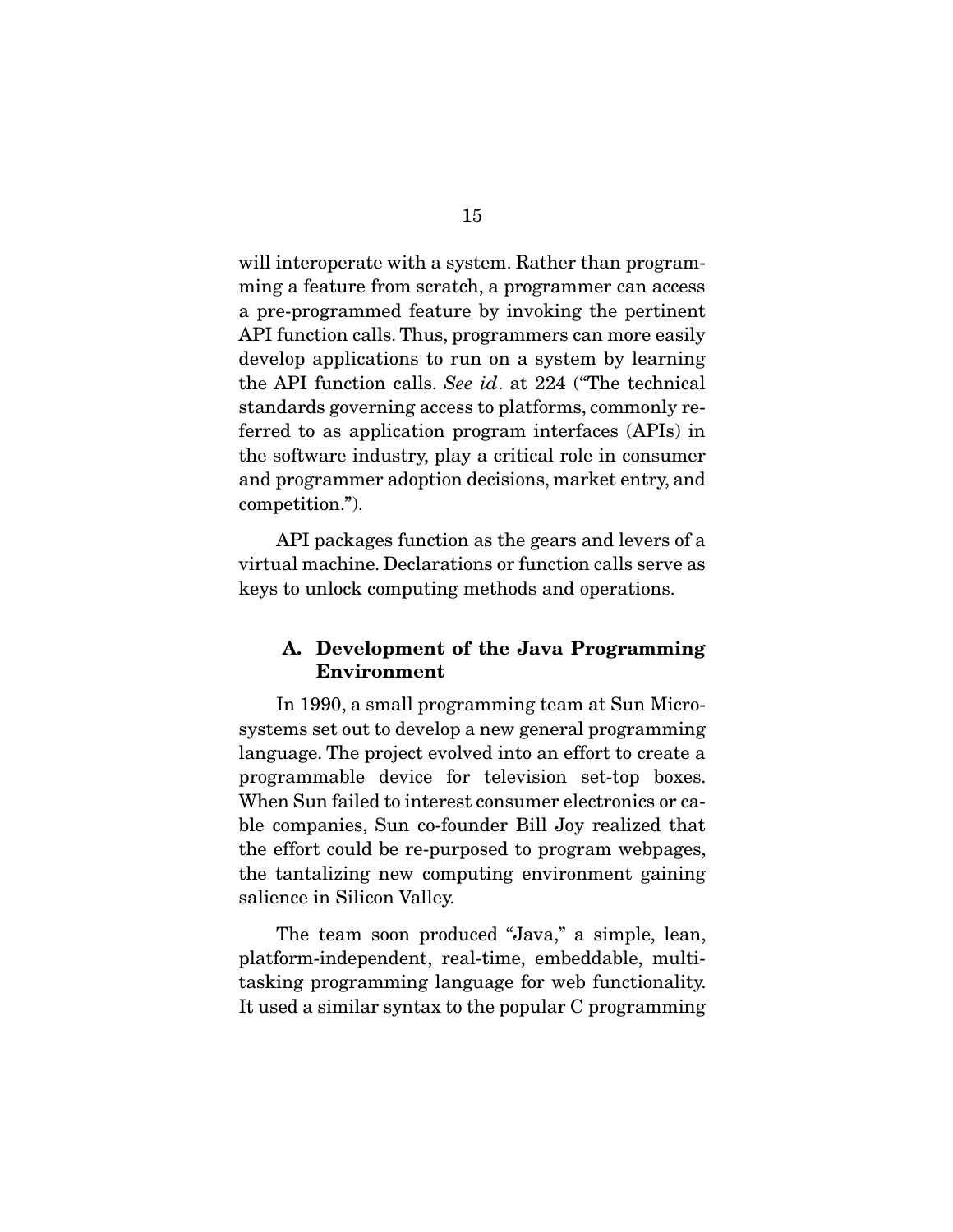will interoperate with a system. Rather than programming a feature from scratch, a programmer can access a pre-programmed feature by invoking the pertinent API function calls. Thus, programmers can more easily develop applications to run on a system by learning the API function calls. *See id*. at 224 ("The technical standards governing access to platforms, commonly referred to as application program interfaces (APIs) in the software industry, play a critical role in consumer and programmer adoption decisions, market entry, and competition.").

API packages function as the gears and levers of a virtual machine. Declarations or function calls serve as keys to unlock computing methods and operations.

### A. Development of the Java Programming Environment

In 1990, a small programming team at Sun Microsystems set out to develop a new general programming language. The project evolved into an effort to create a programmable device for television set-top boxes. When Sun failed to interest consumer electronics or cable companies, Sun co-founder Bill Joy realized that the effort could be re-purposed to program webpages, the tantalizing new computing environment gaining salience in Silicon Valley.

The team soon produced "Java," a simple, lean, platform-independent, real-time, embeddable, multitasking programming language for web functionality. It used a similar syntax to the popular C programming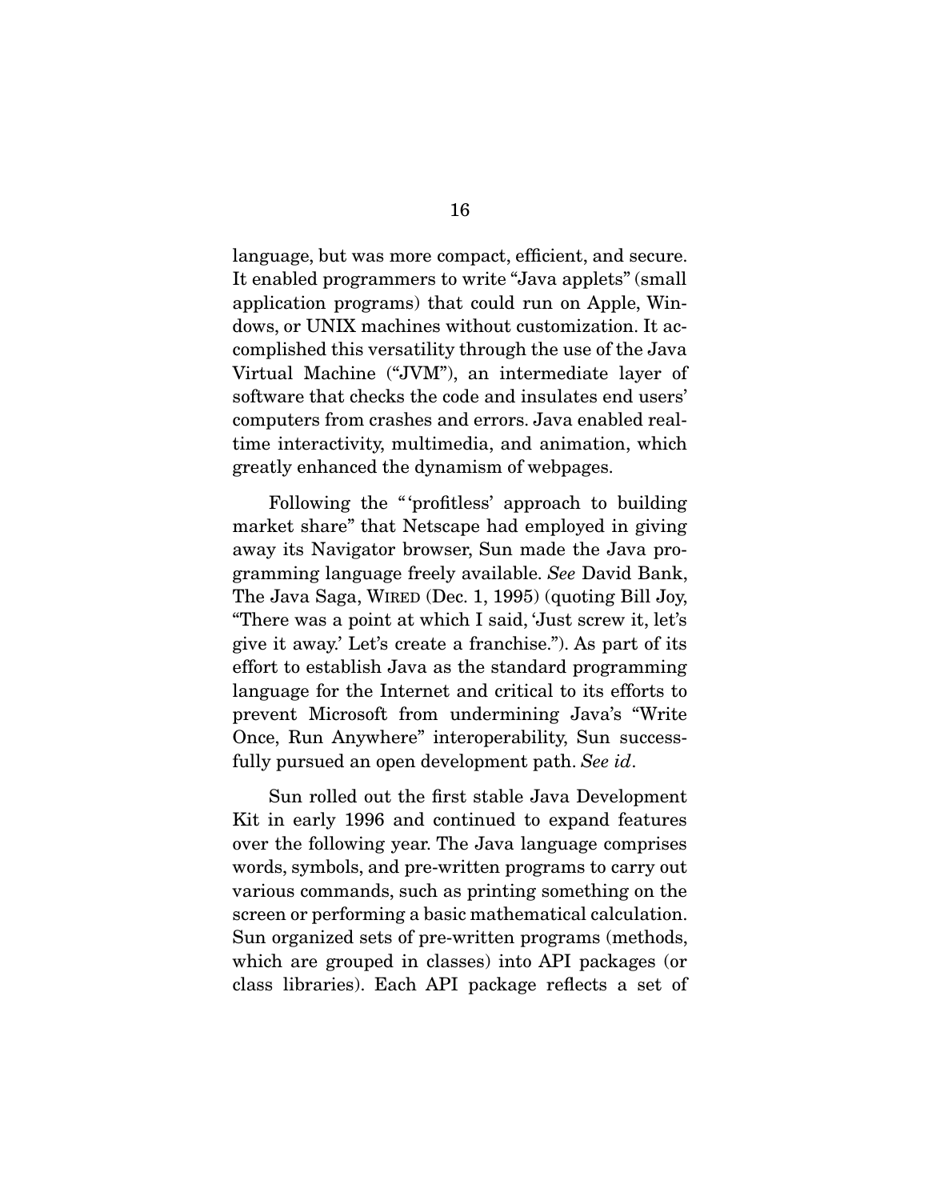language, but was more compact, efficient, and secure. It enabled programmers to write "Java applets" (small application programs) that could run on Apple, Windows, or UNIX machines without customization. It accomplished this versatility through the use of the Java Virtual Machine ("JVM"), an intermediate layer of software that checks the code and insulates end users' computers from crashes and errors. Java enabled real-time interactivity, multimedia, and animation, which greatly enhanced the dynamism of webpages.

Following the "'profitless' approach to building market share" that Netscape had employed in giving away its Navigator browser, Sun made the Java programming language freely available. *See* David Bank, The Java Saga, WIRED (Dec. 1, 1995) (quoting Bill Joy, "There was a point at which I said, 'Just screw it, let's give it away.' Let's create a franchise."). As part of its effort to establish Java as the standard programming language for the Internet and critical to its efforts to prevent Microsoft from undermining Java's "Write Once, Run Anywhere" interoperability, Sun successfully pursued an open development path. *See id*.

Sun rolled out the first stable Java Development Kit in early 1996 and continued to expand features over the following year. The Java language comprises words, symbols, and pre-written programs to carry out various commands, such as printing something on the screen or performing a basic mathematical calculation. Sun organized sets of pre-written programs (methods, which are grouped in classes) into API packages (or class libraries). Each API package reflects a set of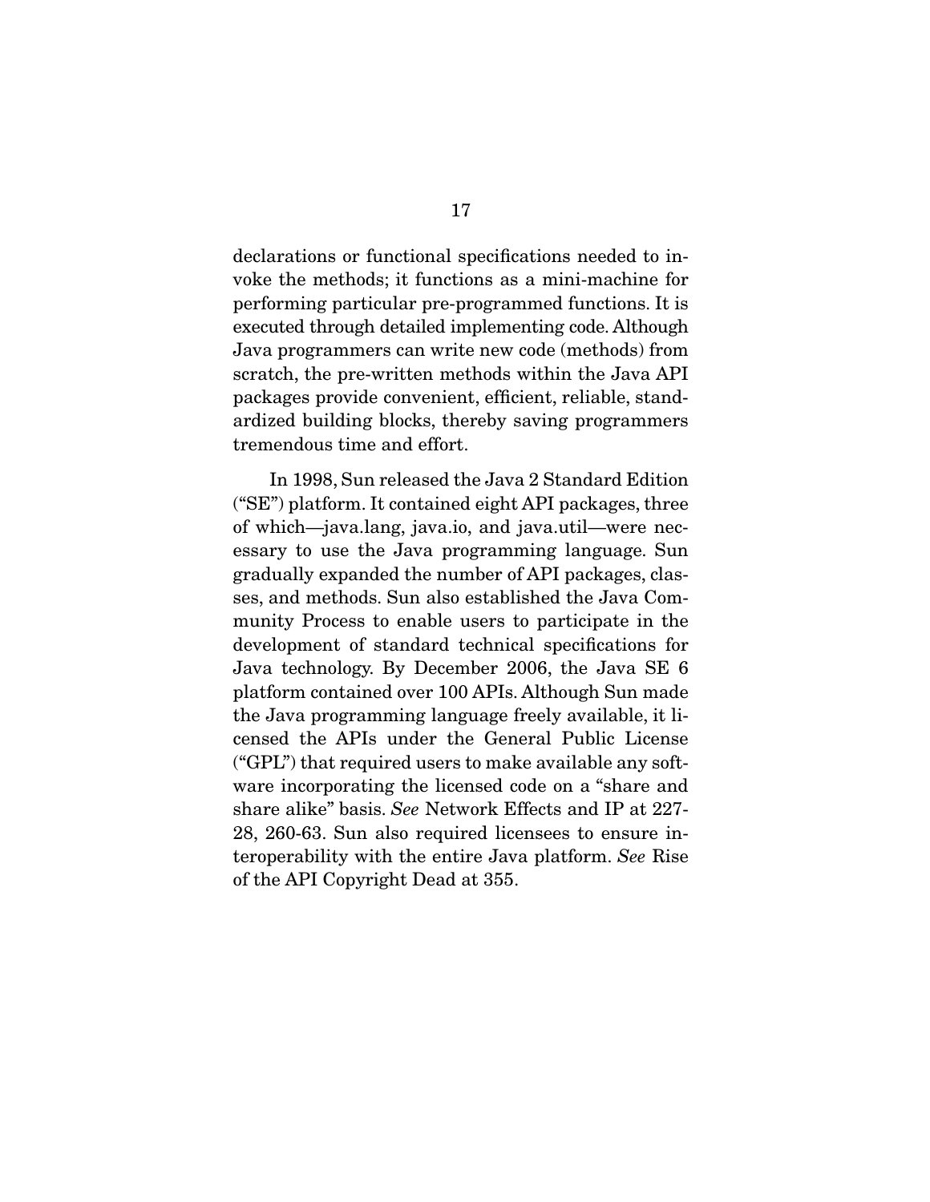declarations or functional specifications needed to invoke the methods; it functions as a mini-machine for performing particular pre-programmed functions. It is executed through detailed implementing code. Although Java programmers can write new code (methods) from scratch, the pre-written methods within the Java API packages provide convenient, efficient, reliable, standardized building blocks, thereby saving programmers tremendous time and effort.

In 1998, Sun released the Java 2 Standard Edition ("SE") platform. It contained eight API packages, three of which—java.lang, java.io, and java.util—were necessary to use the Java programming language. Sun gradually expanded the number of API packages, classes, and methods. Sun also established the Java Community Process to enable users to participate in the development of standard technical specifications for Java technology. By December 2006, the Java SE 6 platform contained over 100 APIs. Although Sun made the Java programming language freely available, it licensed the APIs under the General Public License ("GPL") that required users to make available any software incorporating the licensed code on a "share and share alike" basis. *See* Network Effects and IP at 227-28, 260-63. Sun also required licensees to ensure interoperability with the entire Java platform. *See* Rise of the API Copyright Dead at 355.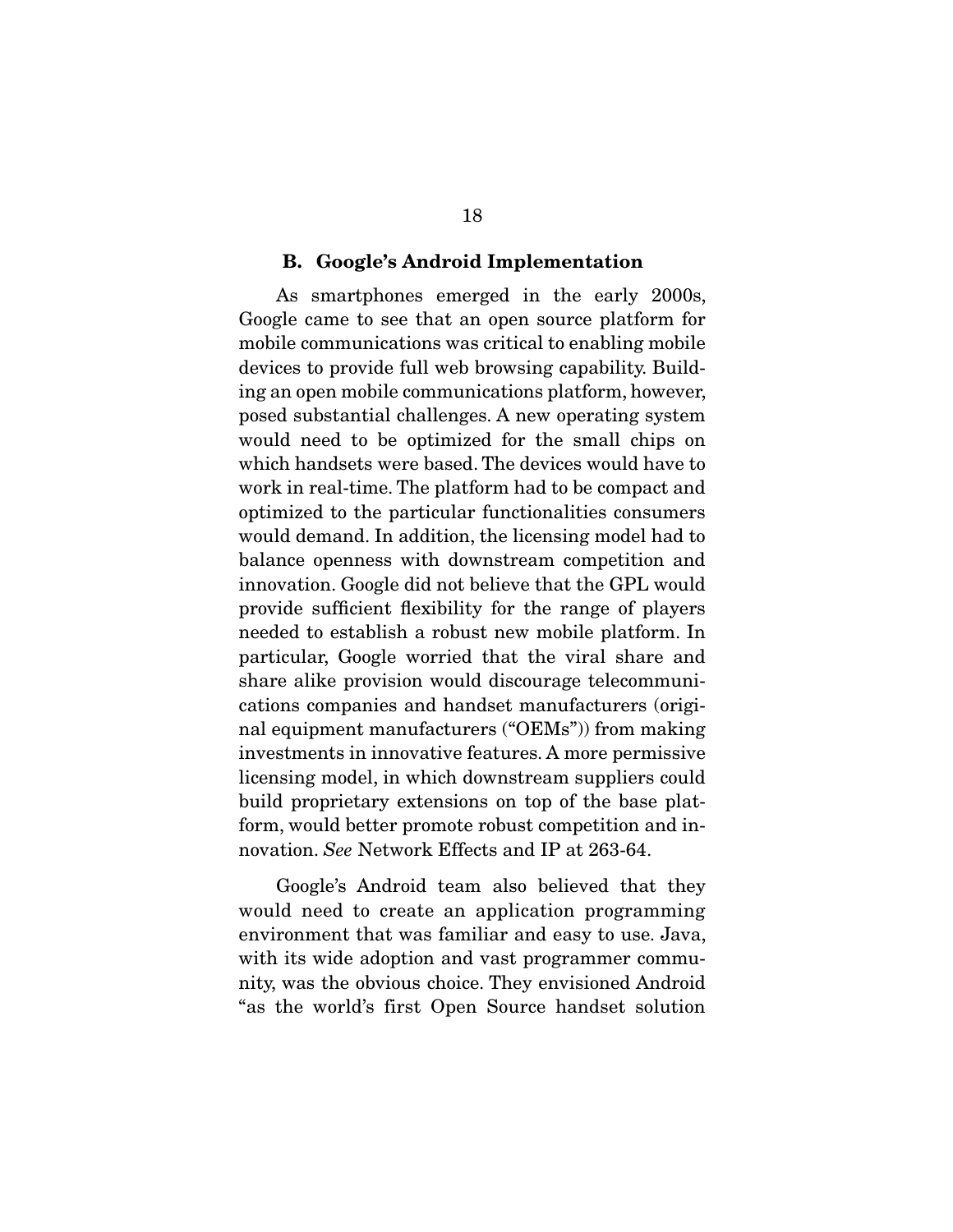### B. Google's Android Implementation

As smartphones emerged in the early 2000s, Google came to see that an open source platform for mobile communications was critical to enabling mobile devices to provide full web browsing capability. Building an open mobile communications platform, however, posed substantial challenges. A new operating system would need to be optimized for the small chips on which handsets were based. The devices would have to work in real-time. The platform had to be compact and optimized to the particular functionalities consumers would demand. In addition, the licensing model had to balance openness with downstream competition and innovation. Google did not believe that the GPL would provide sufficient flexibility for the range of players needed to establish a robust new mobile platform. In particular, Google worried that the viral share and share alike provision would discourage telecommunications companies and handset manufacturers (original equipment manufacturers ("OEMs")) from making investments in innovative features. A more permissive licensing model, in which downstream suppliers could build proprietary extensions on top of the base platform, would better promote robust competition and innovation. *See* Network Effects and IP at 263-64.

Google's Android team also believed that they would need to create an application programming environment that was familiar and easy to use. Java, with its wide adoption and vast programmer community, was the obvious choice. They envisioned Android "as the world's first Open Source handset solution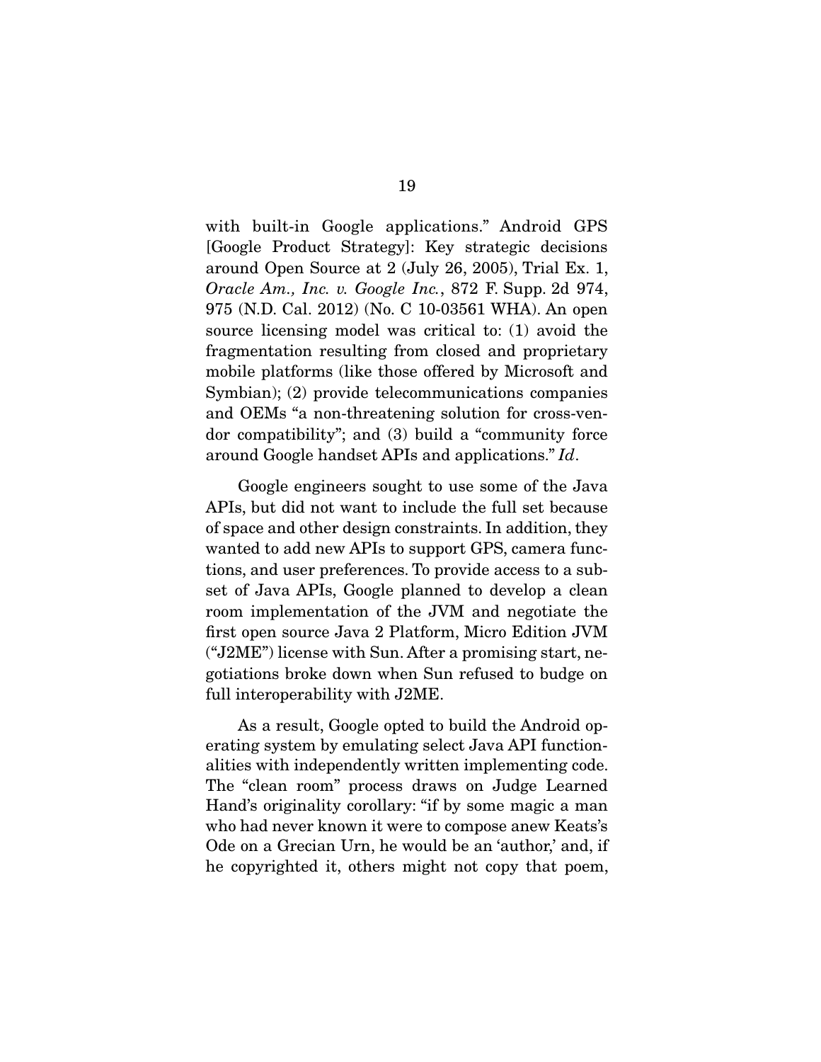with built-in Google applications." Android GPS [Google Product Strategy]: Key strategic decisions around Open Source at 2 (July 26, 2005), Trial Ex. 1, *Oracle Am., Inc. v. Google Inc.*, 872 F. Supp. 2d 974, 975 (N.D. Cal. 2012) (No. C 10-03561 WHA). An open source licensing model was critical to: (1) avoid the fragmentation resulting from closed and proprietary mobile platforms (like those offered by Microsoft and Symbian); (2) provide telecommunications companies and OEMs "a non-threatening solution for cross-vendor compatibility"; and (3) build a "community force around Google handset APIs and applications." *Id*.

Google engineers sought to use some of the Java APIs, but did not want to include the full set because of space and other design constraints. In addition, they wanted to add new APIs to support GPS, camera functions, and user preferences. To provide access to a subset of Java APIs, Google planned to develop a clean room implementation of the JVM and negotiate the first open source Java 2 Platform, Micro Edition JVM ("J2ME") license with Sun. After a promising start, negotiations broke down when Sun refused to budge on full interoperability with J2ME.

As a result, Google opted to build the Android operating system by emulating select Java API functionalities with independently written implementing code. The "clean room" process draws on Judge Learned Hand's originality corollary: "if by some magic a man who had never known it were to compose anew Keats's Ode on a Grecian Urn, he would be an 'author,' and, if he copyrighted it, others might not copy that poem,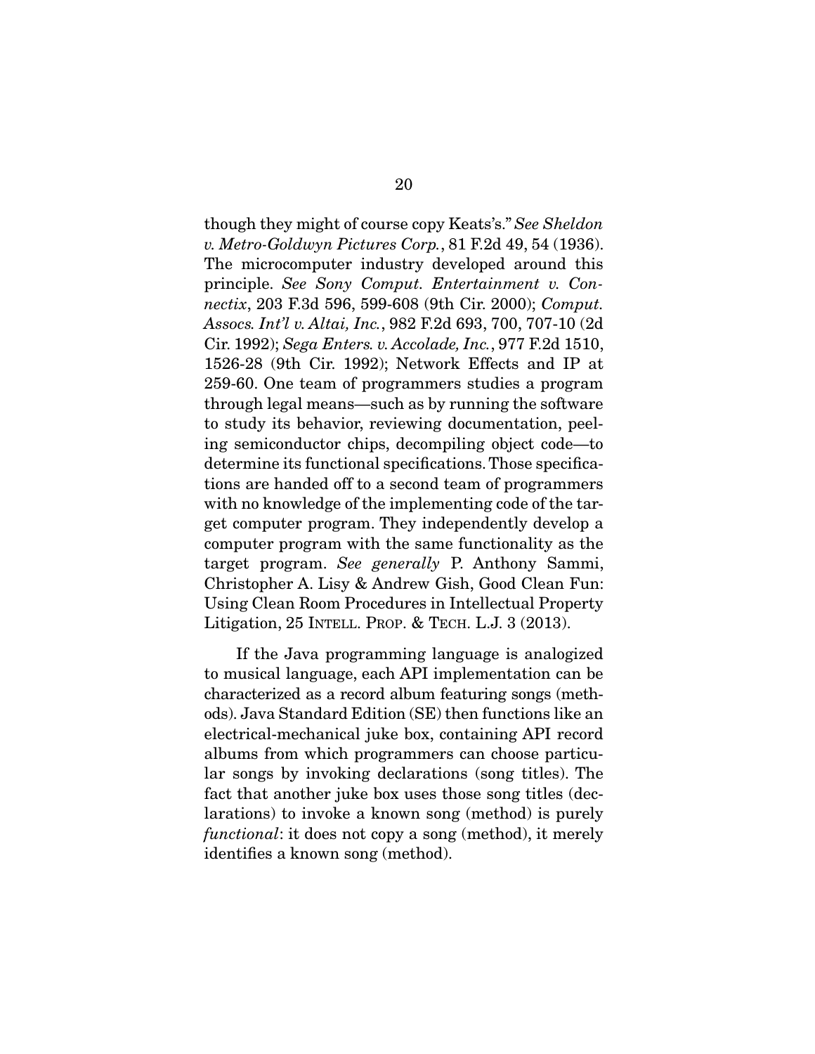though they might of course copy Keats's." *See Sheldon v. Metro-Goldwyn Pictures Corp.*, 81 F.2d 49, 54 (1936). The microcomputer industry developed around this principle. *See Sony Comput. Entertainment v. Connectix*, 203 F.3d 596, 599-608 (9th Cir. 2000); *Comput. Assocs. Int'l v. Altai, Inc.*, 982 F.2d 693, 700, 707-10 (2d Cir. 1992); *Sega Enters. v. Accolade, Inc.*, 977 F.2d 1510, 1526-28 (9th Cir. 1992); Network Effects and IP at 259-60. One team of programmers studies a program through legal means—such as by running the software to study its behavior, reviewing documentation, peeling semiconductor chips, decompiling object code—to determine its functional specifications. Those specifications are handed off to a second team of programmers with no knowledge of the implementing code of the target computer program. They independently develop a computer program with the same functionality as the target program. *See generally* P. Anthony Sammi, Christopher A. Lisy & Andrew Gish, Good Clean Fun: Using Clean Room Procedures in Intellectual Property Litigation, 25 INTELL. PROP. & TECH. L.J. 3 (2013).

If the Java programming language is analogized to musical language, each API implementation can be characterized as a record album featuring songs (methods). Java Standard Edition (SE) then functions like an electrical-mechanical juke box, containing API record albums from which programmers can choose particular songs by invoking declarations (song titles). The fact that another juke box uses those song titles (declarations) to invoke a known song (method) is purely *functional*: it does not copy a song (method), it merely identifies a known song (method).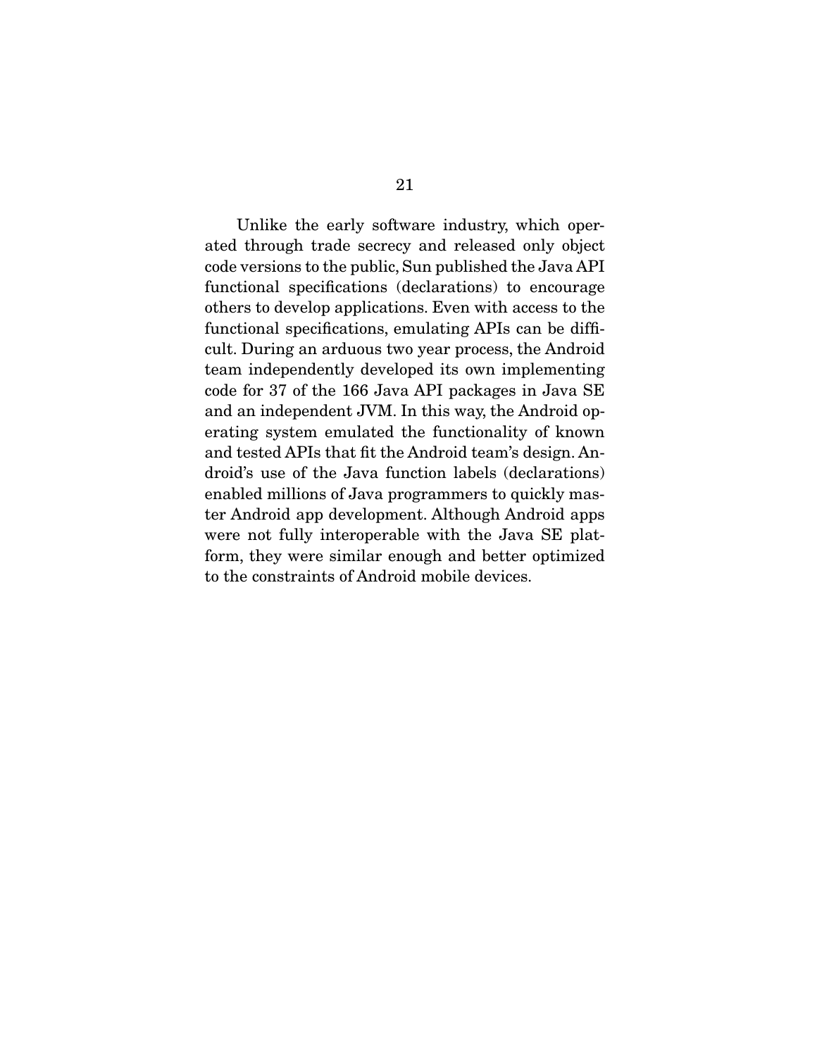Unlike the early software industry, which operated through trade secrecy and released only object code versions to the public, Sun published the Java API functional specifications (declarations) to encourage others to develop applications. Even with access to the functional specifications, emulating APIs can be difficult. During an arduous two year process, the Android team independently developed its own implementing code for 37 of the 166 Java API packages in Java SE and an independent JVM. In this way, the Android operating system emulated the functionality of known and tested APIs that fit the Android team's design. Android's use of the Java function labels (declarations) enabled millions of Java programmers to quickly master Android app development. Although Android apps were not fully interoperable with the Java SE platform, they were similar enough and better optimized to the constraints of Android mobile devices.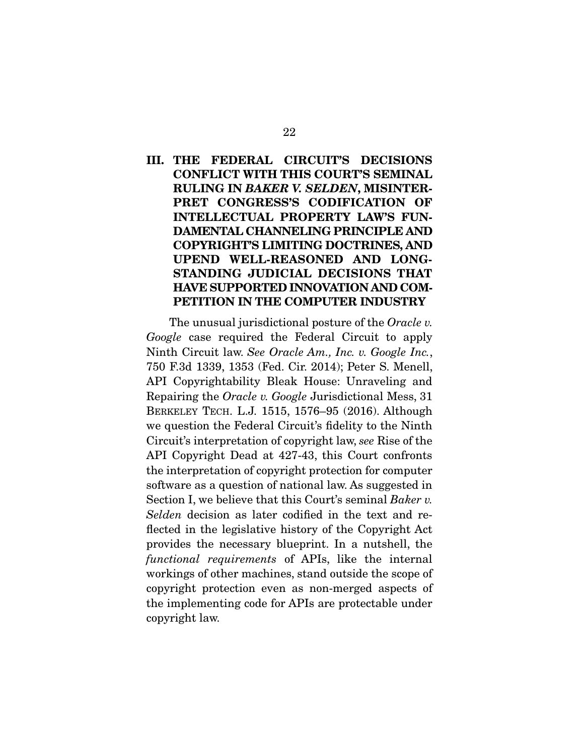## III. THE FEDERAL CIRCUIT'S DECISIONS CONFLICT WITH THIS COURT'S SEMINAL RULING IN *BAKER V. SELDEN*, MISINTERPRET CONGRESS'S CODIFICATION OF INTELLECTUAL PROPERTY LAW'S FUNDAMENTAL CHANNELING PRINCIPLE AND COPYRIGHT'S LIMITING DOCTRINES, AND UPEND WELL-REASONED AND LONG-STANDING JUDICIAL DECISIONS THAT HAVE SUPPORTED INNOVATION AND COMPETITION IN THE COMPUTER INDUSTRY

The unusual jurisdictional posture of the *Oracle v. Google* case required the Federal Circuit to apply Ninth Circuit law. *See Oracle Am., Inc. v. Google Inc.*, 750 F.3d 1339, 1353 (Fed. Cir. 2014); Peter S. Menell, API Copyrightability Bleak House: Unraveling and Repairing the *Oracle v. Google* Jurisdictional Mess, 31 BERKELEY TECH. L.J. 1515, 1576–95 (2016). Although we question the Federal Circuit's fidelity to the Ninth Circuit's interpretation of copyright law, *see* Rise of the API Copyright Dead at 427-43, this Court confronts the interpretation of copyright protection for computer software as a question of national law. As suggested in Section I, we believe that this Court's seminal *Baker v. Selden* decision as later codified in the text and reflected in the legislative history of the Copyright Act provides the necessary blueprint. In a nutshell, the *functional requirements* of APIs, like the internal workings of other machines, stand outside the scope of copyright protection even as non-merged aspects of the implementing code for APIs are protectable under copyright law.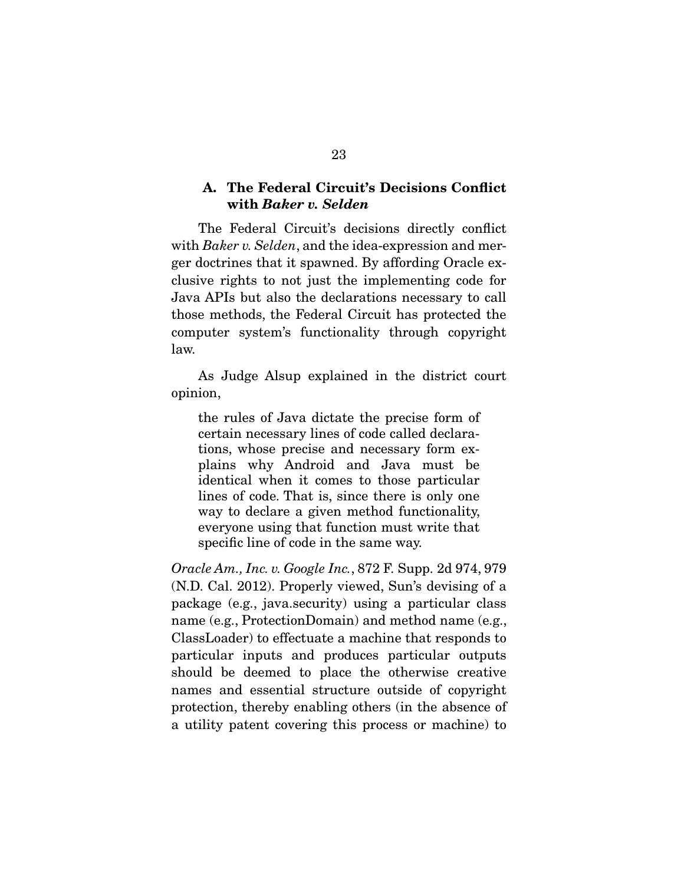### A. The Federal Circuit's Decisions Conflict with *Baker v. Selden*

The Federal Circuit's decisions directly conflict with *Baker v. Selden*, and the idea-expression and merger doctrines that it spawned. By affording Oracle exclusive rights to not just the implementing code for Java APIs but also the declarations necessary to call those methods, the Federal Circuit has protected the computer system's functionality through copyright law.

As Judge Alsup explained in the district court opinion,

> the rules of Java dictate the precise form of certain necessary lines of code called declarations, whose precise and necessary form explains why Android and Java must be identical when it comes to those particular lines of code. That is, since there is only one way to declare a given method functionality, everyone using that function must write that specific line of code in the same way.

*Oracle Am., Inc. v. Google Inc.*, 872 F. Supp. 2d 974, 979 (N.D. Cal. 2012). Properly viewed, Sun's devising of a package (e.g., java.security) using a particular class name (e.g., ProtectionDomain) and method name (e.g., ClassLoader) to effectuate a machine that responds to particular inputs and produces particular outputs should be deemed to place the otherwise creative names and essential structure outside of copyright protection, thereby enabling others (in the absence of a utility patent covering this process or machine) to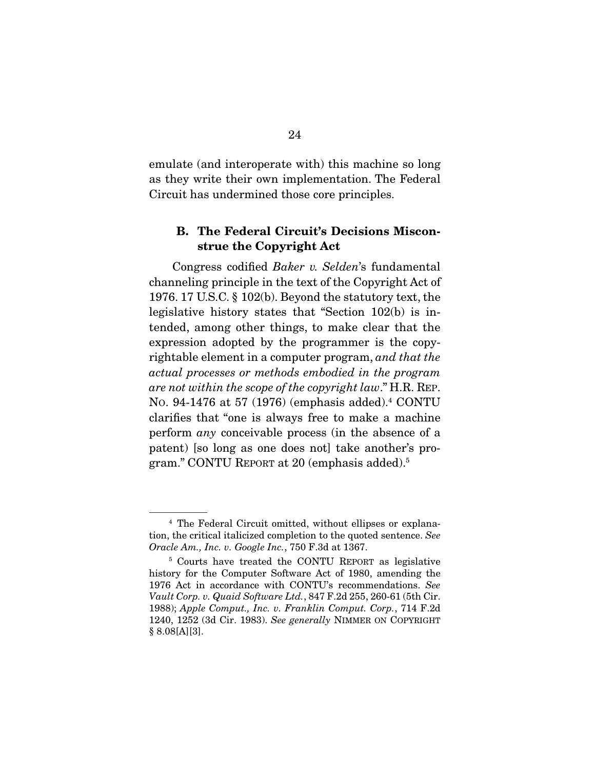emulate (and interoperate with) this machine so long as they write their own implementation. The Federal Circuit has undermined those core principles.

### B. The Federal Circuit's Decisions Misconstrue the Copyright Act

Congress codified *Baker v. Selden*'s fundamental channeling principle in the text of the Copyright Act of 1976. 17 U.S.C. § 102(b). Beyond the statutory text, the legislative history states that "Section 102(b) is intended, among other things, to make clear that the expression adopted by the programmer is the copyrightable element in a computer program, *and that the actual processes or methods embodied in the program are not within the scope of the copyright law*." H.R. REP. NO. 94-1476 at 57 (1976) (emphasis added).[4] CONTU clarifies that "one is always free to make a machine perform *any* conceivable process (in the absence of a patent) [so long as one does not] take another's program." CONTU REPORT at 20 (emphasis added).[5]

---

[4] The Federal Circuit omitted, without ellipses or explanation, the critical italicized completion to the quoted sentence. *See Oracle Am., Inc. v. Google Inc.*, 750 F.3d at 1367.

[5] Courts have treated the CONTU REPORT as legislative history for the Computer Software Act of 1980, amending the 1976 Act in accordance with CONTU's recommendations. *See Vault Corp. v. Quaid Software Ltd.*, 847 F.2d 255, 260-61 (5th Cir. 1988); *Apple Comput., Inc. v. Franklin Comput. Corp.*, 714 F.2d 1240, 1252 (3d Cir. 1983). *See generally* NIMMER ON COPYRIGHT § 8.08[A][3].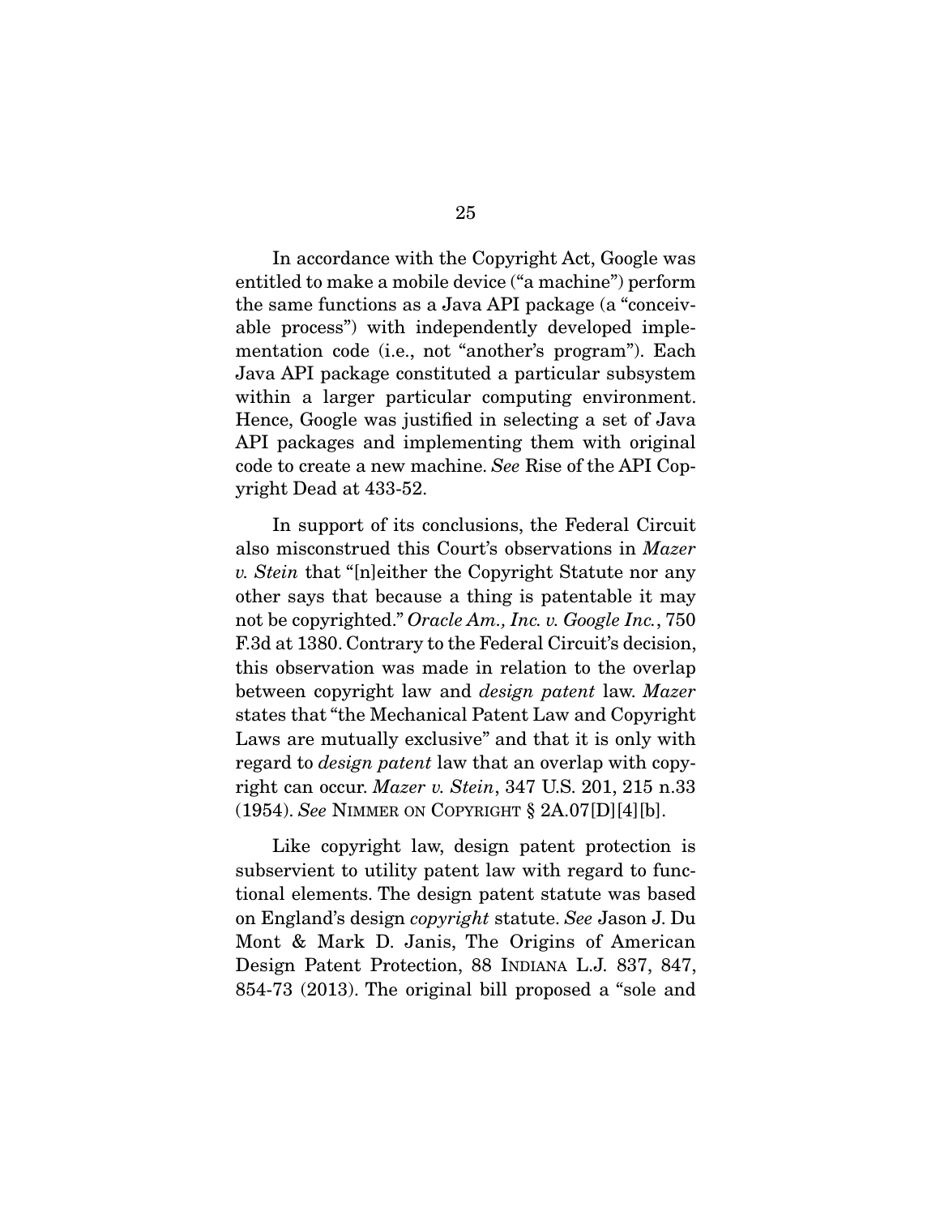In accordance with the Copyright Act, Google was entitled to make a mobile device ("a machine") perform the same functions as a Java API package (a "conceivable process") with independently developed implementation code (i.e., not "another's program"). Each Java API package constituted a particular subsystem within a larger particular computing environment. Hence, Google was justified in selecting a set of Java API packages and implementing them with original code to create a new machine. *See* Rise of the API Copyright Dead at 433-52.

In support of its conclusions, the Federal Circuit also misconstrued this Court's observations in *Mazer v. Stein* that "[n]either the Copyright Statute nor any other says that because a thing is patentable it may not be copyrighted." *Oracle Am., Inc. v. Google Inc.*, 750 F.3d at 1380. Contrary to the Federal Circuit's decision, this observation was made in relation to the overlap between copyright law and *design patent* law. *Mazer* states that "the Mechanical Patent Law and Copyright Laws are mutually exclusive" and that it is only with regard to *design patent* law that an overlap with copyright can occur. *Mazer v. Stein*, 347 U.S. 201, 215 n.33 (1954). *See* NIMMER ON COPYRIGHT § 2A.07[D][4][b].

Like copyright law, design patent protection is subservient to utility patent law with regard to functional elements. The design patent statute was based on England's design *copyright* statute. *See* Jason J. Du Mont & Mark D. Janis, The Origins of American Design Patent Protection, 88 INDIANA L.J. 837, 847, 854-73 (2013). The original bill proposed a "sole and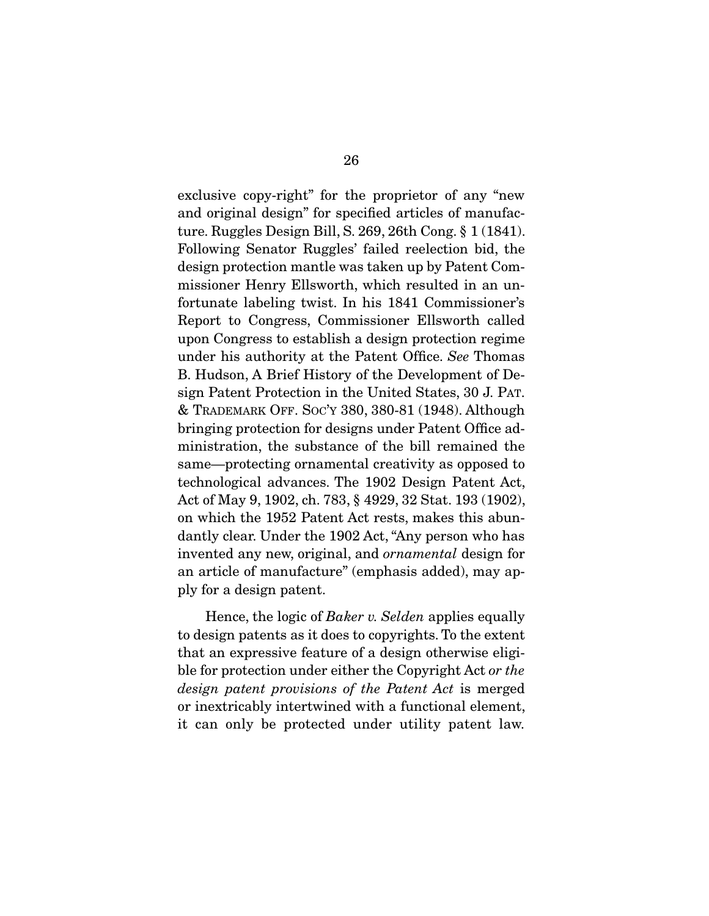exclusive copy-right" for the proprietor of any "new and original design" for specified articles of manufacture. Ruggles Design Bill, S. 269, 26th Cong. § 1 (1841). Following Senator Ruggles' failed reelection bid, the design protection mantle was taken up by Patent Commissioner Henry Ellsworth, which resulted in an unfortunate labeling twist. In his 1841 Commissioner's Report to Congress, Commissioner Ellsworth called upon Congress to establish a design protection regime under his authority at the Patent Office. *See* Thomas B. Hudson, A Brief History of the Development of Design Patent Protection in the United States, 30 J. PAT. & TRADEMARK OFF. SOC'Y 380, 380-81 (1948). Although bringing protection for designs under Patent Office administration, the substance of the bill remained the same—protecting ornamental creativity as opposed to technological advances. The 1902 Design Patent Act, Act of May 9, 1902, ch. 783, § 4929, 32 Stat. 193 (1902), on which the 1952 Patent Act rests, makes this abundantly clear. Under the 1902 Act, "Any person who has invented any new, original, and *ornamental* design for an article of manufacture" (emphasis added), may apply for a design patent.

Hence, the logic of *Baker v. Selden* applies equally to design patents as it does to copyrights. To the extent that an expressive feature of a design otherwise eligible for protection under either the Copyright Act *or the design patent provisions of the Patent Act* is merged or inextricably intertwined with a functional element, it can only be protected under utility patent law.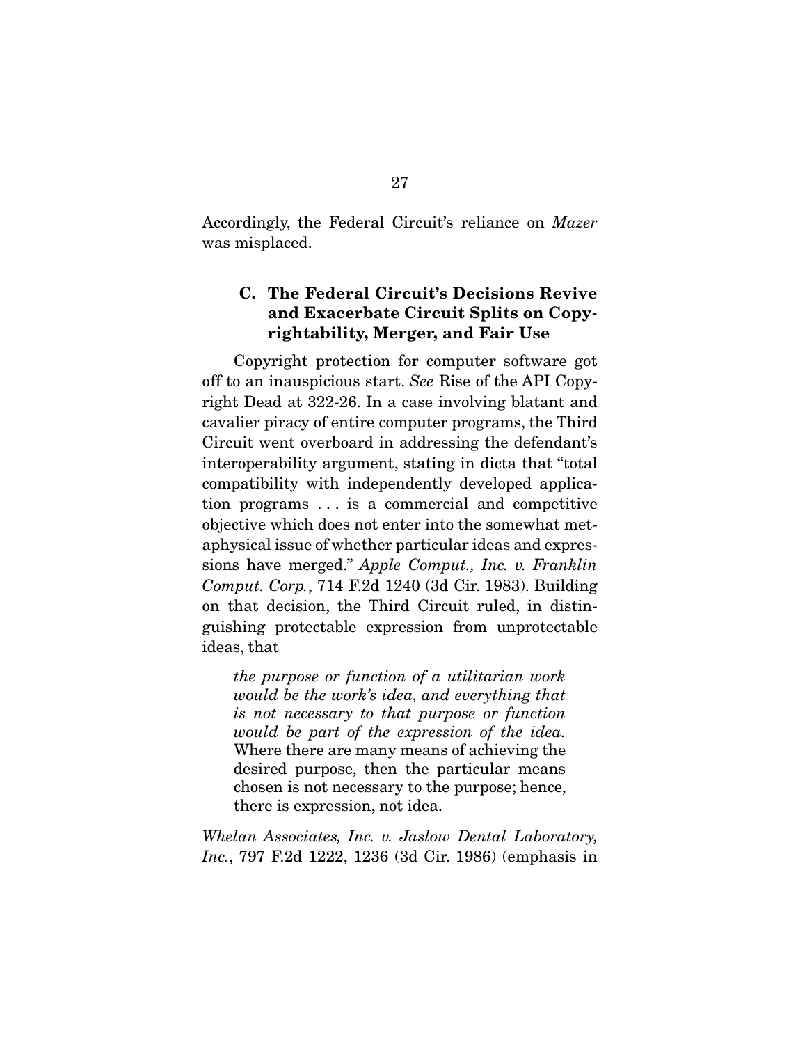Accordingly, the Federal Circuit's reliance on *Mazer* was misplaced.

### C. The Federal Circuit's Decisions Revive and Exacerbate Circuit Splits on Copyrightability, Merger, and Fair Use

Copyright protection for computer software got off to an inauspicious start. *See* Rise of the API Copyright Dead at 322-26. In a case involving blatant and cavalier piracy of entire computer programs, the Third Circuit went overboard in addressing the defendant's interoperability argument, stating in dicta that "total compatibility with independently developed application programs . . . is a commercial and competitive objective which does not enter into the somewhat metaphysical issue of whether particular ideas and expressions have merged." *Apple Comput., Inc. v. Franklin Comput. Corp.*, 714 F.2d 1240 (3d Cir. 1983). Building on that decision, the Third Circuit ruled, in distinguishing protectable expression from unprotectable ideas, that

> *the purpose or function of a utilitarian work would be the work's idea, and everything that is not necessary to that purpose or function would be part of the expression of the idea.* Where there are many means of achieving the desired purpose, then the particular means chosen is not necessary to the purpose; hence, there is expression, not idea.

*Whelan Associates, Inc. v. Jaslow Dental Laboratory, Inc.*, 797 F.2d 1222, 1236 (3d Cir. 1986) (emphasis in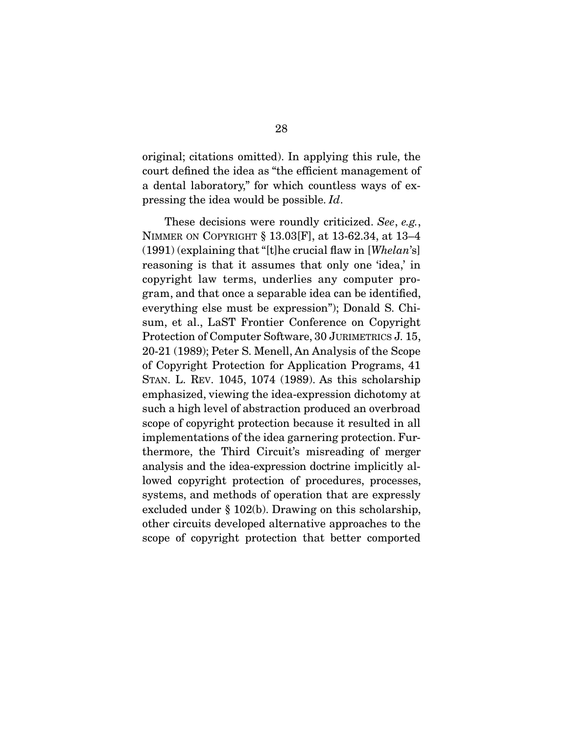original; citations omitted). In applying this rule, the court defined the idea as "the efficient management of a dental laboratory," for which countless ways of expressing the idea would be possible. *Id*.

These decisions were roundly criticized. *See*, *e.g.*, NIMMER ON COPYRIGHT § 13.03[F], at 13-62.34, at 13–4 (1991) (explaining that "[t]he crucial flaw in [*Whelan*'s] reasoning is that it assumes that only one 'idea,' in copyright law terms, underlies any computer program, and that once a separable idea can be identified, everything else must be expression"); Donald S. Chisum, et al., LaST Frontier Conference on Copyright Protection of Computer Software, 30 JURIMETRICS J. 15, 20-21 (1989); Peter S. Menell, An Analysis of the Scope of Copyright Protection for Application Programs, 41 STAN. L. REV. 1045, 1074 (1989). As this scholarship emphasized, viewing the idea-expression dichotomy at such a high level of abstraction produced an overbroad scope of copyright protection because it resulted in all implementations of the idea garnering protection. Furthermore, the Third Circuit's misreading of merger analysis and the idea-expression doctrine implicitly allowed copyright protection of procedures, processes, systems, and methods of operation that are expressly excluded under § 102(b). Drawing on this scholarship, other circuits developed alternative approaches to the scope of copyright protection that better comported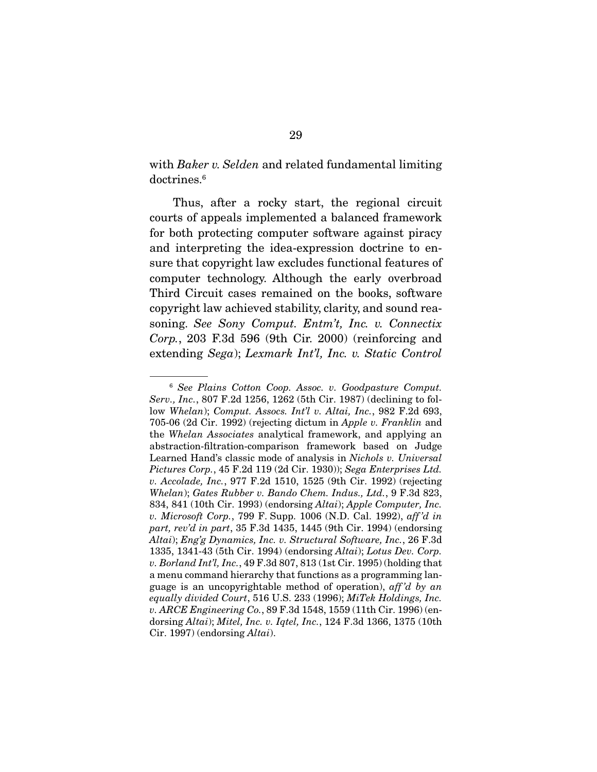with *Baker v. Selden* and related fundamental limiting doctrines.[6]

Thus, after a rocky start, the regional circuit courts of appeals implemented a balanced framework for both protecting computer software against piracy and interpreting the idea-expression doctrine to ensure that copyright law excludes functional features of computer technology. Although the early overbroad Third Circuit cases remained on the books, software copyright law achieved stability, clarity, and sound reasoning. *See Sony Comput. Entm't, Inc. v. Connectix Corp.*, 203 F.3d 596 (9th Cir. 2000) (reinforcing and extending *Sega*); *Lexmark Int'l, Inc. v. Static Control*

---

[6] *See Plains Cotton Coop. Assoc. v. Goodpasture Comput. Serv., Inc.*, 807 F.2d 1256, 1262 (5th Cir. 1987) (declining to follow *Whelan*); *Comput. Assocs. Int'l v. Altai, Inc.*, 982 F.2d 693, 705-06 (2d Cir. 1992) (rejecting dictum in *Apple v. Franklin* and the *Whelan Associates* analytical framework, and applying an abstraction-filtration-comparison framework based on Judge Learned Hand's classic mode of analysis in *Nichols v. Universal Pictures Corp.*, 45 F.2d 119 (2d Cir. 1930)); *Sega Enterprises Ltd. v. Accolade, Inc.*, 977 F.2d 1510, 1525 (9th Cir. 1992) (rejecting *Whelan*); *Gates Rubber v. Bando Chem. Indus., Ltd.*, 9 F.3d 823, 834, 841 (10th Cir. 1993) (endorsing *Altai*); *Apple Computer, Inc. v. Microsoft Corp.*, 799 F. Supp. 1006 (N.D. Cal. 1992), *aff'd in part, rev'd in part*, 35 F.3d 1435, 1445 (9th Cir. 1994) (endorsing *Altai*); *Eng'g Dynamics, Inc. v. Structural Software, Inc.*, 26 F.3d 1335, 1341-43 (5th Cir. 1994) (endorsing *Altai*); *Lotus Dev. Corp. v. Borland Int'l, Inc.*, 49 F.3d 807, 813 (1st Cir. 1995) (holding that a menu command hierarchy that functions as a programming language is an uncopyrightable method of operation), *aff'd by an equally divided Court*, 516 U.S. 233 (1996); *MiTek Holdings, Inc. v. ARCE Engineering Co.*, 89 F.3d 1548, 1559 (11th Cir. 1996) (endorsing *Altai*); *Mitel, Inc. v. Iqtel, Inc.*, 124 F.3d 1366, 1375 (10th Cir. 1997) (endorsing *Altai*).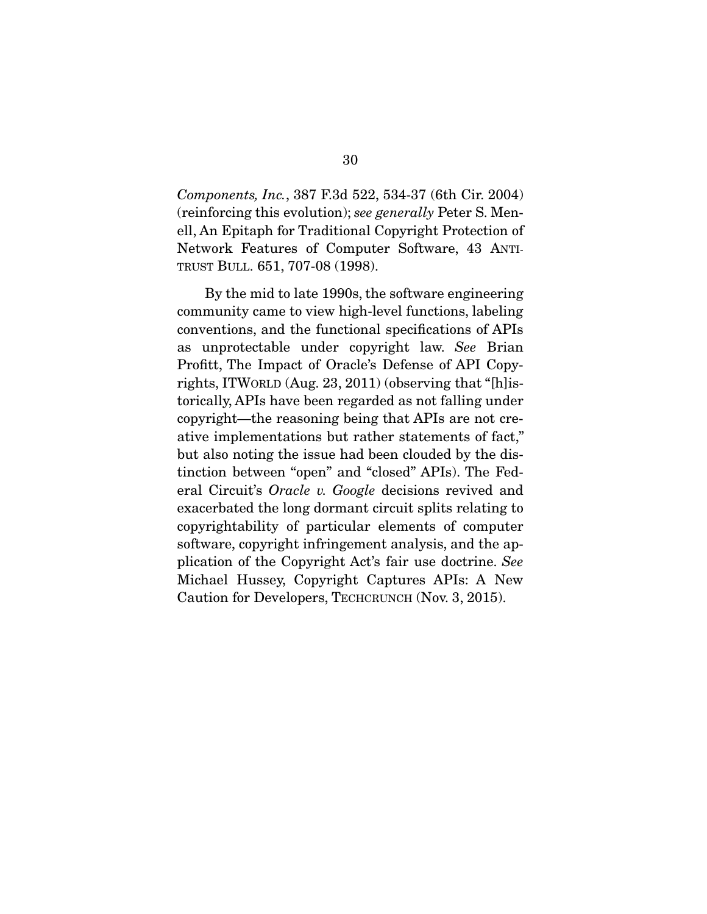*Components, Inc.*, 387 F.3d 522, 534-37 (6th Cir. 2004) (reinforcing this evolution); *see generally* Peter S. Menell, An Epitaph for Traditional Copyright Protection of Network Features of Computer Software, 43 ANTITRUST BULL. 651, 707-08 (1998).

By the mid to late 1990s, the software engineering community came to view high-level functions, labeling conventions, and the functional specifications of APIs as unprotectable under copyright law. *See* Brian Profitt, The Impact of Oracle's Defense of API Copyrights, ITWORLD (Aug. 23, 2011) (observing that "[h]istorically, APIs have been regarded as not falling under copyright—the reasoning being that APIs are not creative implementations but rather statements of fact," but also noting the issue had been clouded by the distinction between "open" and "closed" APIs). The Federal Circuit's *Oracle v. Google* decisions revived and exacerbated the long dormant circuit splits relating to copyrightability of particular elements of computer software, copyright infringement analysis, and the application of the Copyright Act's fair use doctrine. *See* Michael Hussey, Copyright Captures APIs: A New Caution for Developers, TECHCRUNCH (Nov. 3, 2015).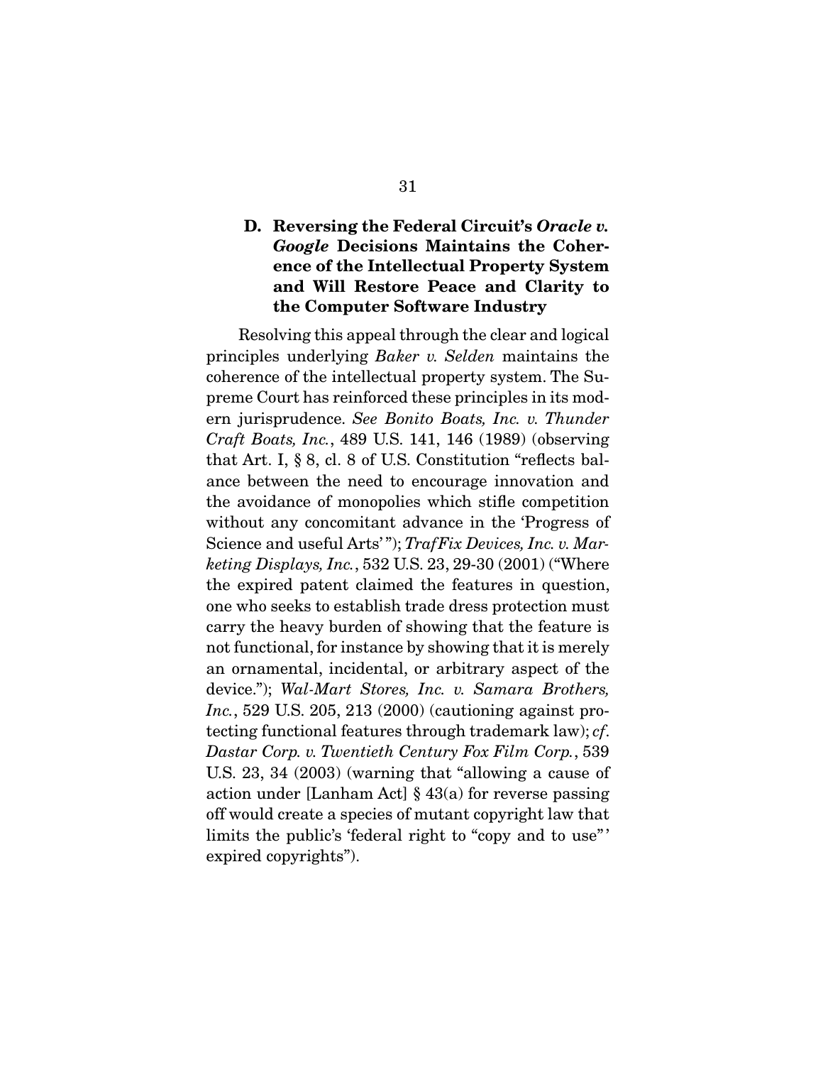### D. Reversing the Federal Circuit's *Oracle v. Google* Decisions Maintains the Coherence of the Intellectual Property System and Will Restore Peace and Clarity to the Computer Software Industry

Resolving this appeal through the clear and logical principles underlying *Baker v. Selden* maintains the coherence of the intellectual property system. The Supreme Court has reinforced these principles in its modern jurisprudence. *See Bonito Boats, Inc. v. Thunder Craft Boats, Inc.*, 489 U.S. 141, 146 (1989) (observing that Art. I, § 8, cl. 8 of U.S. Constitution "reflects balance between the need to encourage innovation and the avoidance of monopolies which stifle competition without any concomitant advance in the 'Progress of Science and useful Arts'"); *TrafFix Devices, Inc. v. Marketing Displays, Inc.*, 532 U.S. 23, 29-30 (2001) ("Where the expired patent claimed the features in question, one who seeks to establish trade dress protection must carry the heavy burden of showing that the feature is not functional, for instance by showing that it is merely an ornamental, incidental, or arbitrary aspect of the device."); *Wal-Mart Stores, Inc. v. Samara Brothers, Inc.*, 529 U.S. 205, 213 (2000) (cautioning against protecting functional features through trademark law); *cf*. *Dastar Corp. v. Twentieth Century Fox Film Corp.*, 539 U.S. 23, 34 (2003) (warning that "allowing a cause of action under [Lanham Act] § 43(a) for reverse passing off would create a species of mutant copyright law that limits the public's 'federal right to "copy and to use"' expired copyrights").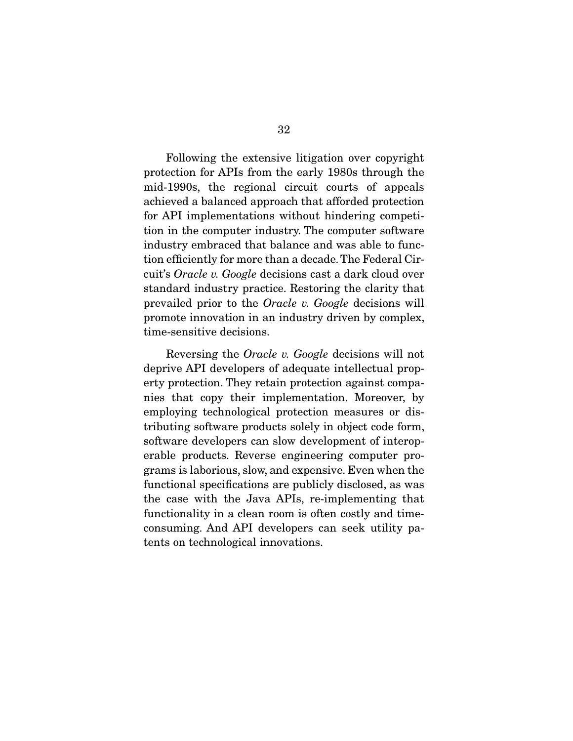Following the extensive litigation over copyright protection for APIs from the early 1980s through the mid-1990s, the regional circuit courts of appeals achieved a balanced approach that afforded protection for API implementations without hindering competition in the computer industry. The computer software industry embraced that balance and was able to function efficiently for more than a decade. The Federal Circuit's *Oracle v. Google* decisions cast a dark cloud over standard industry practice. Restoring the clarity that prevailed prior to the *Oracle v. Google* decisions will promote innovation in an industry driven by complex, time-sensitive decisions.

Reversing the *Oracle v. Google* decisions will not deprive API developers of adequate intellectual property protection. They retain protection against companies that copy their implementation. Moreover, by employing technological protection measures or distributing software products solely in object code form, software developers can slow development of interoperable products. Reverse engineering computer programs is laborious, slow, and expensive. Even when the functional specifications are publicly disclosed, as was the case with the Java APIs, re-implementing that functionality in a clean room is often costly and time-consuming. And API developers can seek utility patents on technological innovations.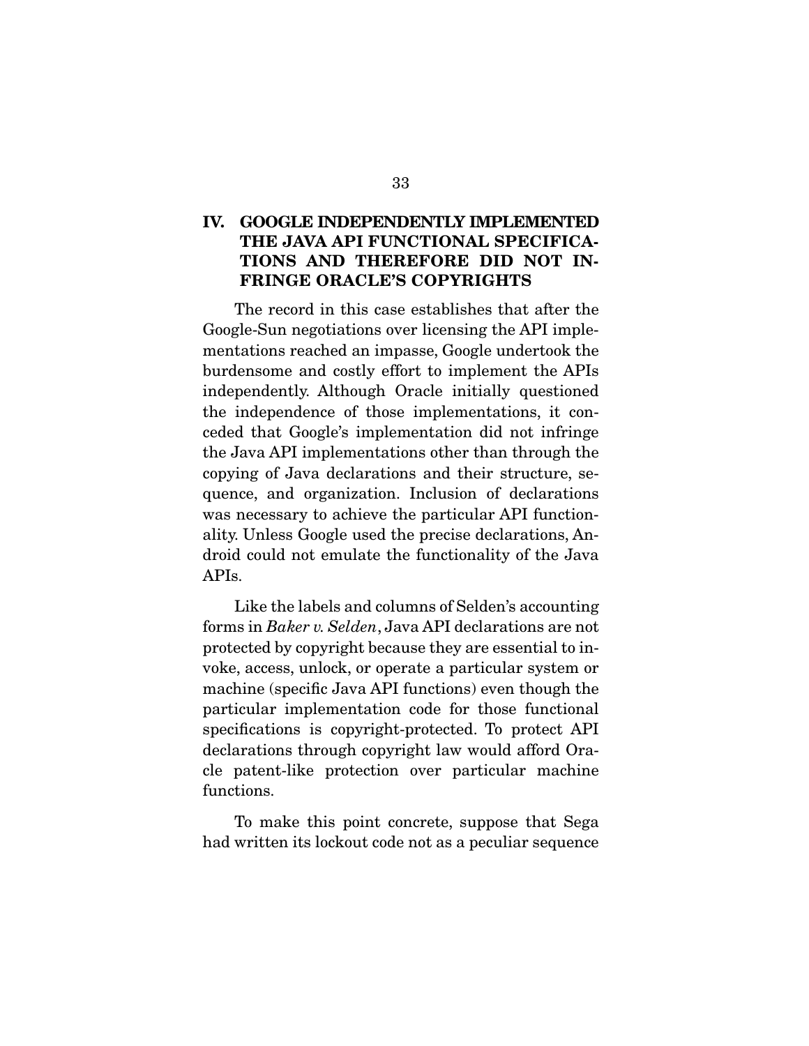## IV. GOOGLE INDEPENDENTLY IMPLEMENTED THE JAVA API FUNCTIONAL SPECIFICATIONS AND THEREFORE DID NOT INFRINGE ORACLE'S COPYRIGHTS

The record in this case establishes that after the Google-Sun negotiations over licensing the API implementations reached an impasse, Google undertook the burdensome and costly effort to implement the APIs independently. Although Oracle initially questioned the independence of those implementations, it conceded that Google's implementation did not infringe the Java API implementations other than through the copying of Java declarations and their structure, sequence, and organization. Inclusion of declarations was necessary to achieve the particular API functionality. Unless Google used the precise declarations, Android could not emulate the functionality of the Java APIs.

Like the labels and columns of Selden's accounting forms in *Baker v. Selden*, Java API declarations are not protected by copyright because they are essential to invoke, access, unlock, or operate a particular system or machine (specific Java API functions) even though the particular implementation code for those functional specifications is copyright-protected. To protect API declarations through copyright law would afford Oracle patent-like protection over particular machine functions.

To make this point concrete, suppose that Sega had written its lockout code not as a peculiar sequence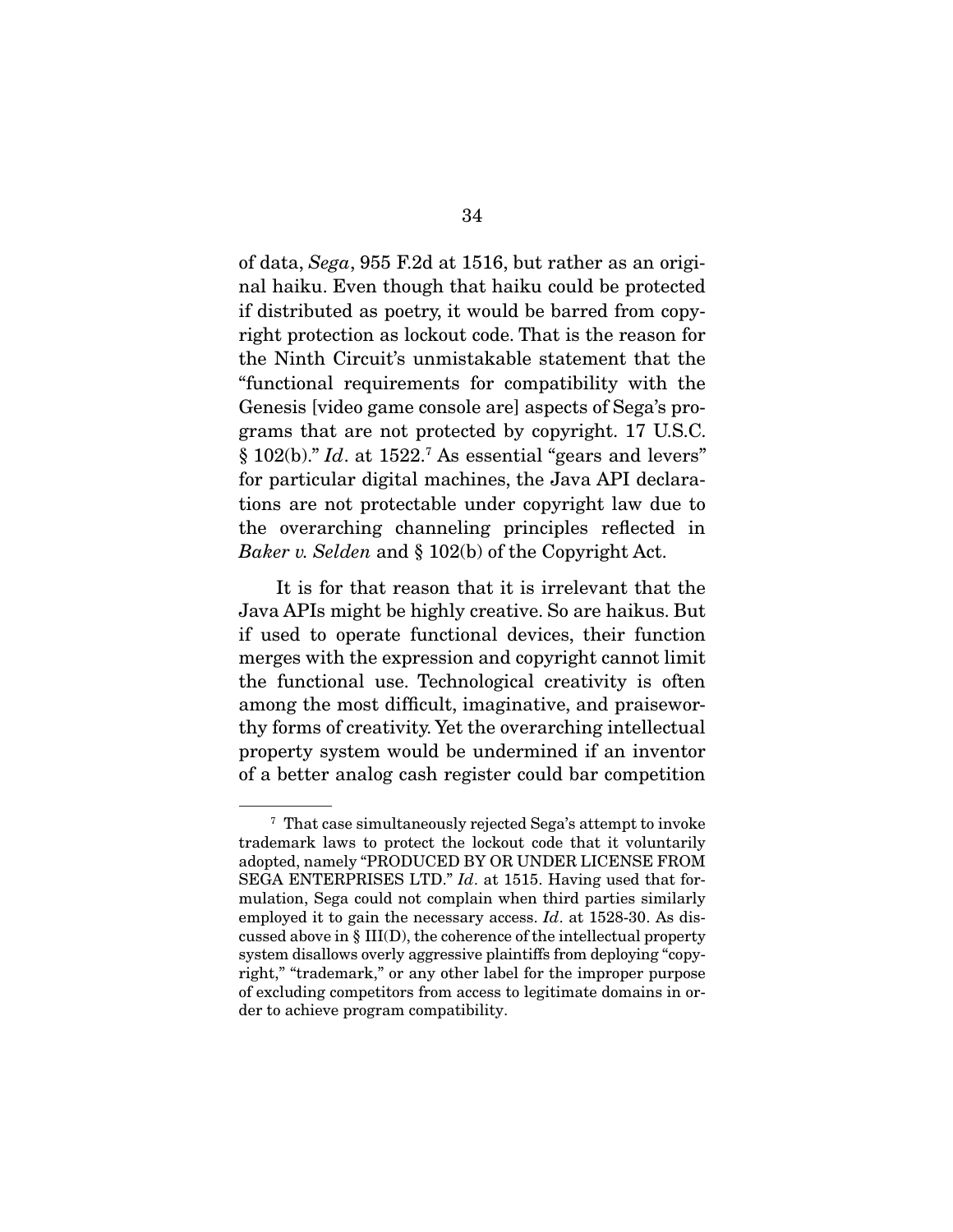of data, *Sega*, 955 F.2d at 1516, but rather as an original haiku. Even though that haiku could be protected if distributed as poetry, it would be barred from copyright protection as lockout code. That is the reason for the Ninth Circuit's unmistakable statement that the "functional requirements for compatibility with the Genesis [video game console are] aspects of Sega's programs that are not protected by copyright. 17 U.S.C. § 102(b)." *Id*. at 1522.[7] As essential "gears and levers" for particular digital machines, the Java API declarations are not protectable under copyright law due to the overarching channeling principles reflected in *Baker v. Selden* and § 102(b) of the Copyright Act.

It is for that reason that it is irrelevant that the Java APIs might be highly creative. So are haikus. But if used to operate functional devices, their function merges with the expression and copyright cannot limit the functional use. Technological creativity is often among the most difficult, imaginative, and praiseworthy forms of creativity. Yet the overarching intellectual property system would be undermined if an inventor of a better analog cash register could bar competition

---

[7] That case simultaneously rejected Sega's attempt to invoke trademark laws to protect the lockout code that it voluntarily adopted, namely "PRODUCED BY OR UNDER LICENSE FROM SEGA ENTERPRISES LTD." *Id*. at 1515. Having used that formulation, Sega could not complain when third parties similarly employed it to gain the necessary access. *Id*. at 1528-30. As discussed above in § III(D), the coherence of the intellectual property system disallows overly aggressive plaintiffs from deploying "copyright," "trademark," or any other label for the improper purpose of excluding competitors from access to legitimate domains in order to achieve program compatibility.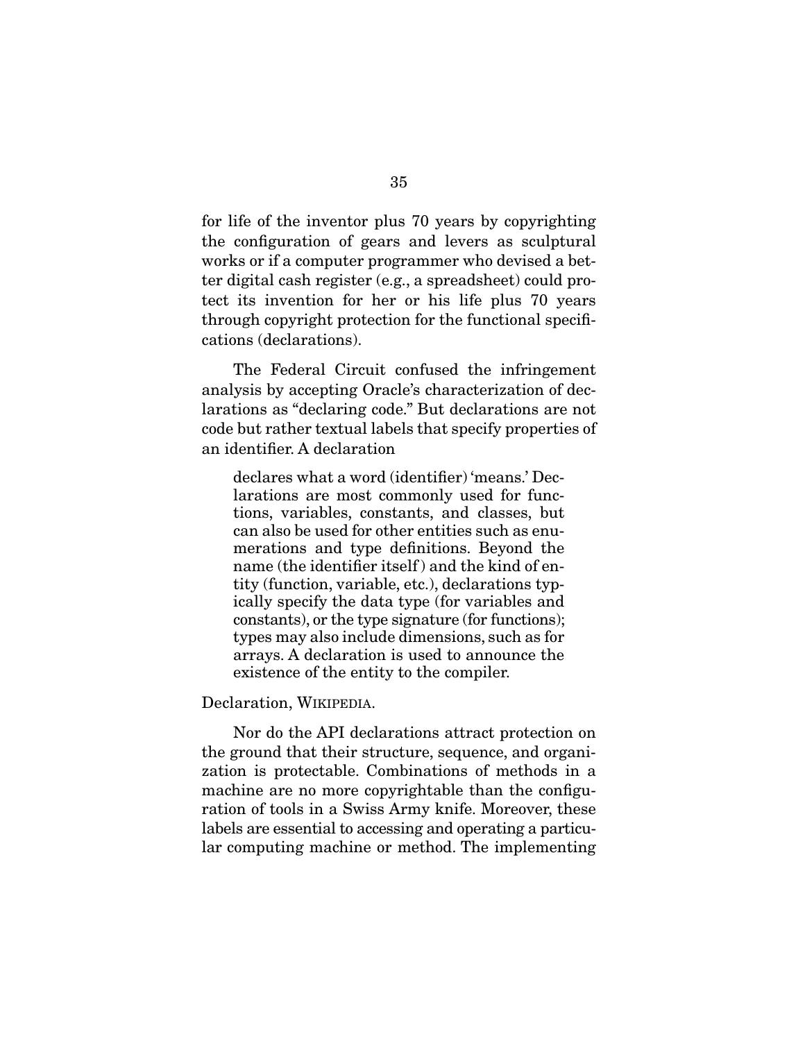for life of the inventor plus 70 years by copyrighting the configuration of gears and levers as sculptural works or if a computer programmer who devised a better digital cash register (e.g., a spreadsheet) could protect its invention for her or his life plus 70 years through copyright protection for the functional specifications (declarations).

The Federal Circuit confused the infringement analysis by accepting Oracle's characterization of declarations as "declaring code." But declarations are not code but rather textual labels that specify properties of an identifier. A declaration

> declares what a word (identifier) 'means.' Declarations are most commonly used for functions, variables, constants, and classes, but can also be used for other entities such as enumerations and type definitions. Beyond the name (the identifier itself) and the kind of entity (function, variable, etc.), declarations typically specify the data type (for variables and constants), or the type signature (for functions); types may also include dimensions, such as for arrays. A declaration is used to announce the existence of the entity to the compiler.

Declaration, WIKIPEDIA.

Nor do the API declarations attract protection on the ground that their structure, sequence, and organization is protectable. Combinations of methods in a machine are no more copyrightable than the configuration of tools in a Swiss Army knife. Moreover, these labels are essential to accessing and operating a particular computing machine or method. The implementing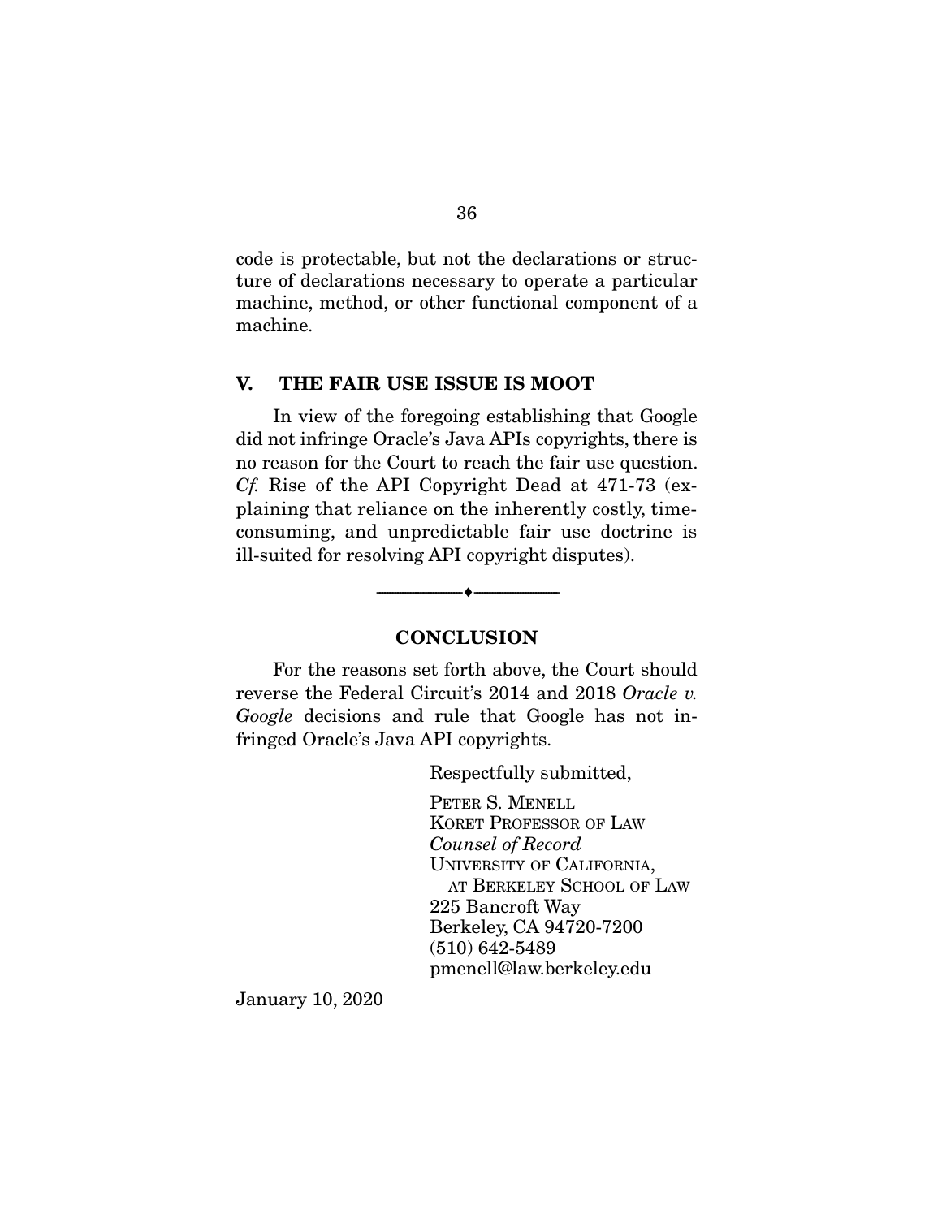code is protectable, but not the declarations or structure of declarations necessary to operate a particular machine, method, or other functional component of a machine.

## V. THE FAIR USE ISSUE IS MOOT

In view of the foregoing establishing that Google did not infringe Oracle's Java APIs copyrights, there is no reason for the Court to reach the fair use question. *Cf.* Rise of the API Copyright Dead at 471-73 (explaining that reliance on the inherently costly, time-consuming, and unpredictable fair use doctrine is ill-suited for resolving API copyright disputes).

---

## CONCLUSION

For the reasons set forth above, the Court should reverse the Federal Circuit's 2014 and 2018 *Oracle v. Google* decisions and rule that Google has not infringed Oracle's Java API copyrights.

Respectfully submitted,

PETER S. MENELL
KORET PROFESSOR OF LAW
*Counsel of Record*
UNIVERSITY OF CALIFORNIA,
AT BERKELEY SCHOOL OF LAW
225 Bancroft Way
Berkeley, CA 94720-7200
(510) 642-5489
pmenell@law.berkeley.edu

January 10, 2020